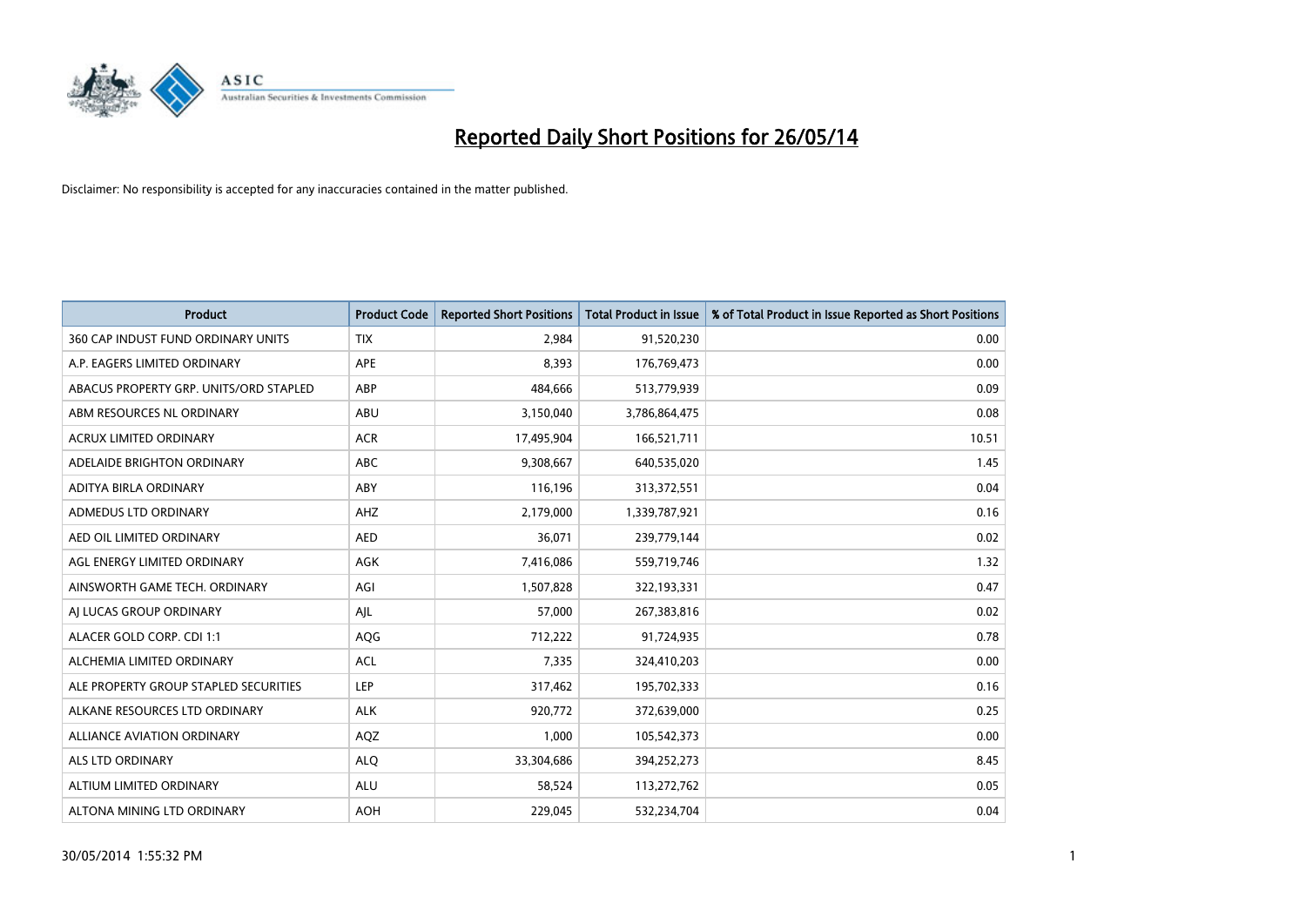# Reported Daily Short Positions for 26/05/14

Disclaimer: No responsibility is accepted for any inaccuracies contained in the matter published.

| Product | Product Code | Reported Short Positions | Total Product in Issue | % of Total Product in Issue Reported as Short Positions |
|---|---|---|---|---|
| 360 CAP INDUST FUND ORDINARY UNITS | TIX | 2,984 | 91,520,230 | 0.00 |
| A.P. EAGERS LIMITED ORDINARY | APE | 8,393 | 176,769,473 | 0.00 |
| ABACUS PROPERTY GRP. UNITS/ORD STAPLED | ABP | 484,666 | 513,779,939 | 0.09 |
| ABM RESOURCES NL ORDINARY | ABU | 3,150,040 | 3,786,864,475 | 0.08 |
| ACRUX LIMITED ORDINARY | ACR | 17,495,904 | 166,521,711 | 10.51 |
| ADELAIDE BRIGHTON ORDINARY | ABC | 9,308,667 | 640,535,020 | 1.45 |
| ADITYA BIRLA ORDINARY | ABY | 116,196 | 313,372,551 | 0.04 |
| ADMEDUS LTD ORDINARY | AHZ | 2,179,000 | 1,339,787,921 | 0.16 |
| AED OIL LIMITED ORDINARY | AED | 36,071 | 239,779,144 | 0.02 |
| AGL ENERGY LIMITED ORDINARY | AGK | 7,416,086 | 559,719,746 | 1.32 |
| AINSWORTH GAME TECH. ORDINARY | AGI | 1,507,828 | 322,193,331 | 0.47 |
| AJ LUCAS GROUP ORDINARY | AJL | 57,000 | 267,383,816 | 0.02 |
| ALACER GOLD CORP. CDI 1:1 | AQG | 712,222 | 91,724,935 | 0.78 |
| ALCHEMIA LIMITED ORDINARY | ACL | 7,335 | 324,410,203 | 0.00 |
| ALE PROPERTY GROUP STAPLED SECURITIES | LEP | 317,462 | 195,702,333 | 0.16 |
| ALKANE RESOURCES LTD ORDINARY | ALK | 920,772 | 372,639,000 | 0.25 |
| ALLIANCE AVIATION ORDINARY | AQZ | 1,000 | 105,542,373 | 0.00 |
| ALS LTD ORDINARY | ALQ | 33,304,686 | 394,252,273 | 8.45 |
| ALTIUM LIMITED ORDINARY | ALU | 58,524 | 113,272,762 | 0.05 |
| ALTONA MINING LTD ORDINARY | AOH | 229,045 | 532,234,704 | 0.04 |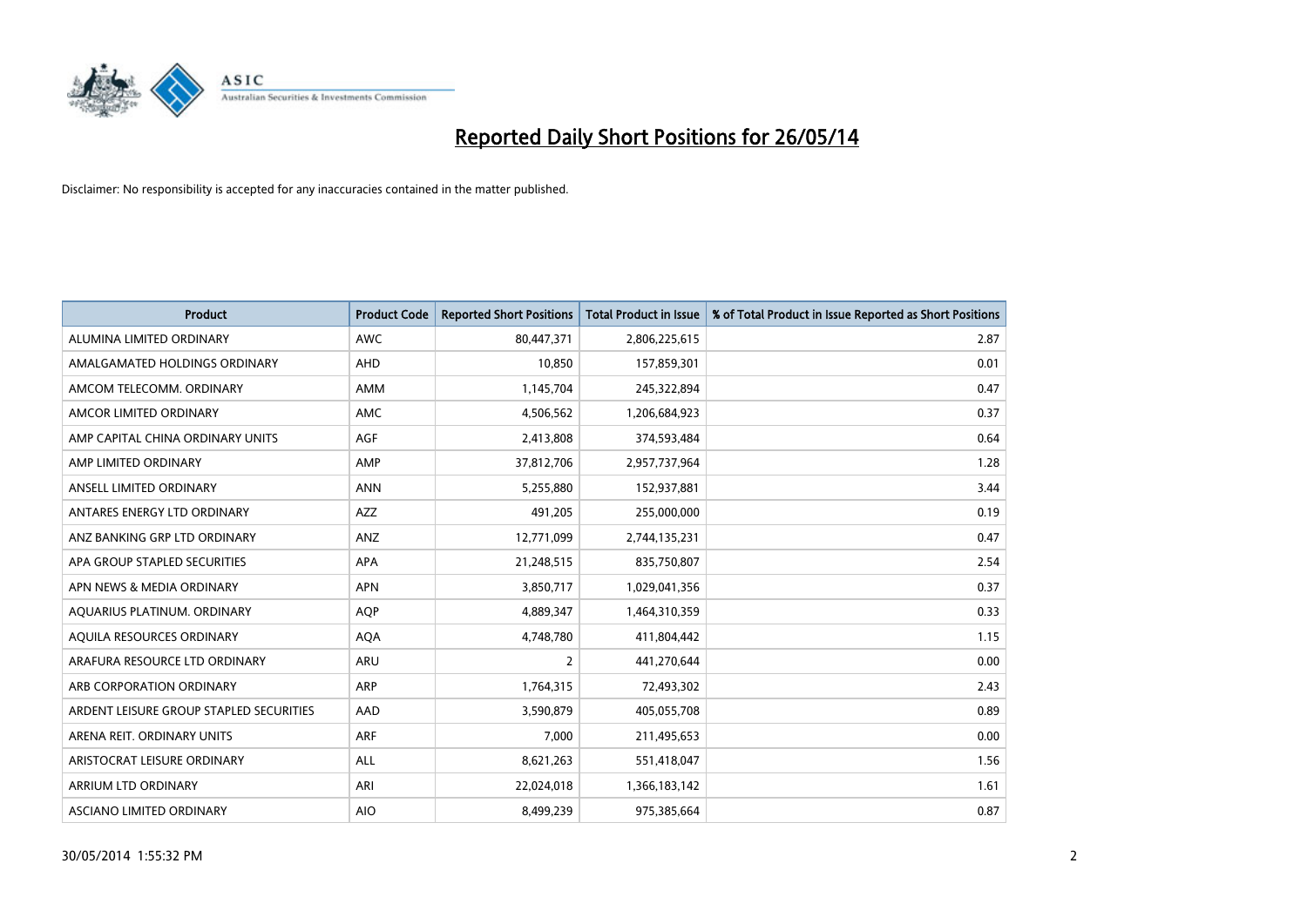# Reported Daily Short Positions for 26/05/14

Disclaimer: No responsibility is accepted for any inaccuracies contained in the matter published.

| Product | Product Code | Reported Short Positions | Total Product in Issue | % of Total Product in Issue Reported as Short Positions |
|---|---|---|---|---|
| ALUMINA LIMITED ORDINARY | AWC | 80,447,371 | 2,806,225,615 | 2.87 |
| AMALGAMATED HOLDINGS ORDINARY | AHD | 10,850 | 157,859,301 | 0.01 |
| AMCOM TELECOMM. ORDINARY | AMM | 1,145,704 | 245,322,894 | 0.47 |
| AMCOR LIMITED ORDINARY | AMC | 4,506,562 | 1,206,684,923 | 0.37 |
| AMP CAPITAL CHINA ORDINARY UNITS | AGF | 2,413,808 | 374,593,484 | 0.64 |
| AMP LIMITED ORDINARY | AMP | 37,812,706 | 2,957,737,964 | 1.28 |
| ANSELL LIMITED ORDINARY | ANN | 5,255,880 | 152,937,881 | 3.44 |
| ANTARES ENERGY LTD ORDINARY | AZZ | 491,205 | 255,000,000 | 0.19 |
| ANZ BANKING GRP LTD ORDINARY | ANZ | 12,771,099 | 2,744,135,231 | 0.47 |
| APA GROUP STAPLED SECURITIES | APA | 21,248,515 | 835,750,807 | 2.54 |
| APN NEWS & MEDIA ORDINARY | APN | 3,850,717 | 1,029,041,356 | 0.37 |
| AQUARIUS PLATINUM. ORDINARY | AQP | 4,889,347 | 1,464,310,359 | 0.33 |
| AQUILA RESOURCES ORDINARY | AQA | 4,748,780 | 411,804,442 | 1.15 |
| ARAFURA RESOURCE LTD ORDINARY | ARU | 2 | 441,270,644 | 0.00 |
| ARB CORPORATION ORDINARY | ARP | 1,764,315 | 72,493,302 | 2.43 |
| ARDENT LEISURE GROUP STAPLED SECURITIES | AAD | 3,590,879 | 405,055,708 | 0.89 |
| ARENA REIT. ORDINARY UNITS | ARF | 7,000 | 211,495,653 | 0.00 |
| ARISTOCRAT LEISURE ORDINARY | ALL | 8,621,263 | 551,418,047 | 1.56 |
| ARRIUM LTD ORDINARY | ARI | 22,024,018 | 1,366,183,142 | 1.61 |
| ASCIANO LIMITED ORDINARY | AIO | 8,499,239 | 975,385,664 | 0.87 |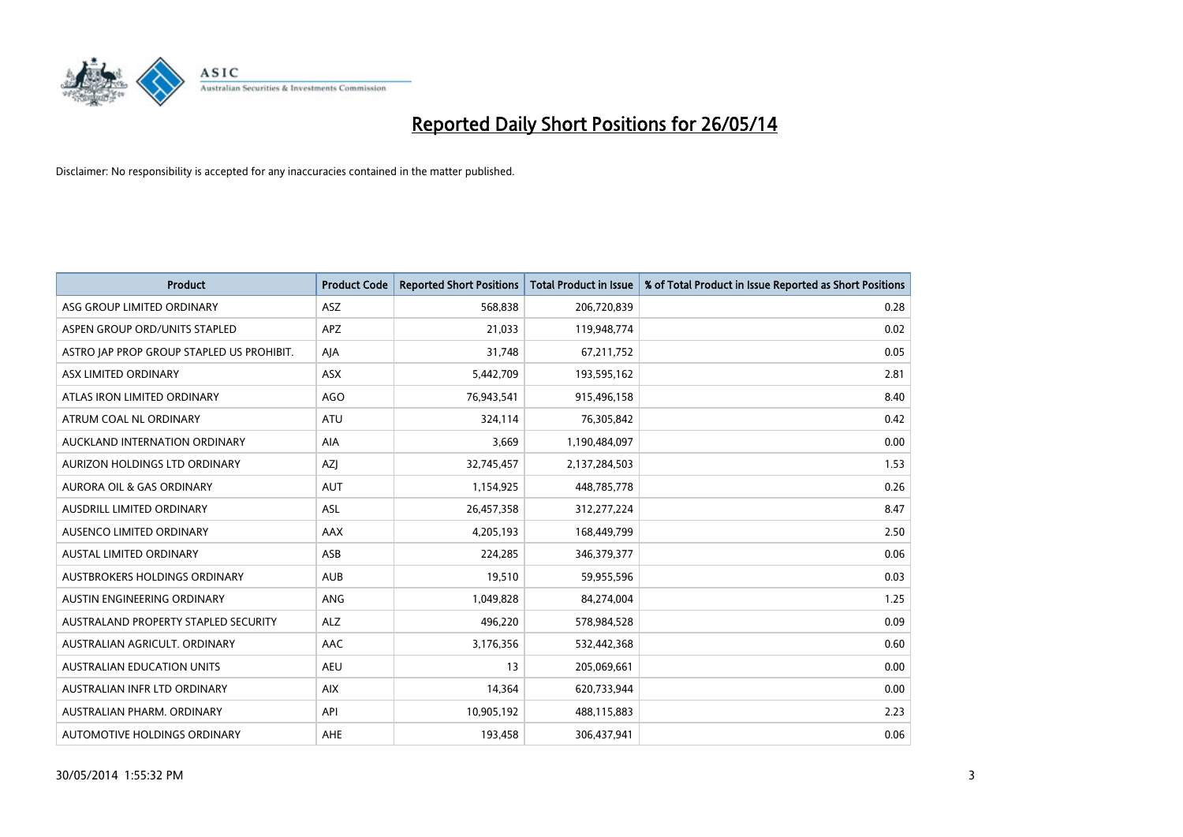# Reported Daily Short Positions for 26/05/14

Disclaimer: No responsibility is accepted for any inaccuracies contained in the matter published.

| Product | Product Code | Reported Short Positions | Total Product in Issue | % of Total Product in Issue Reported as Short Positions |
|---|---|---|---|---|
| ASG GROUP LIMITED ORDINARY | ASZ | 568,838 | 206,720,839 | 0.28 |
| ASPEN GROUP ORD/UNITS STAPLED | APZ | 21,033 | 119,948,774 | 0.02 |
| ASTRO JAP PROP GROUP STAPLED US PROHIBIT. | AJA | 31,748 | 67,211,752 | 0.05 |
| ASX LIMITED ORDINARY | ASX | 5,442,709 | 193,595,162 | 2.81 |
| ATLAS IRON LIMITED ORDINARY | AGO | 76,943,541 | 915,496,158 | 8.40 |
| ATRUM COAL NL ORDINARY | ATU | 324,114 | 76,305,842 | 0.42 |
| AUCKLAND INTERNATION ORDINARY | AIA | 3,669 | 1,190,484,097 | 0.00 |
| AURIZON HOLDINGS LTD ORDINARY | AZJ | 32,745,457 | 2,137,284,503 | 1.53 |
| AURORA OIL & GAS ORDINARY | AUT | 1,154,925 | 448,785,778 | 0.26 |
| AUSDRILL LIMITED ORDINARY | ASL | 26,457,358 | 312,277,224 | 8.47 |
| AUSENCO LIMITED ORDINARY | AAX | 4,205,193 | 168,449,799 | 2.50 |
| AUSTAL LIMITED ORDINARY | ASB | 224,285 | 346,379,377 | 0.06 |
| AUSTBROKERS HOLDINGS ORDINARY | AUB | 19,510 | 59,955,596 | 0.03 |
| AUSTIN ENGINEERING ORDINARY | ANG | 1,049,828 | 84,274,004 | 1.25 |
| AUSTRALAND PROPERTY STAPLED SECURITY | ALZ | 496,220 | 578,984,528 | 0.09 |
| AUSTRALIAN AGRICULT. ORDINARY | AAC | 3,176,356 | 532,442,368 | 0.60 |
| AUSTRALIAN EDUCATION UNITS | AEU | 13 | 205,069,661 | 0.00 |
| AUSTRALIAN INFR LTD ORDINARY | AIX | 14,364 | 620,733,944 | 0.00 |
| AUSTRALIAN PHARM. ORDINARY | API | 10,905,192 | 488,115,883 | 2.23 |
| AUTOMOTIVE HOLDINGS ORDINARY | AHE | 193,458 | 306,437,941 | 0.06 |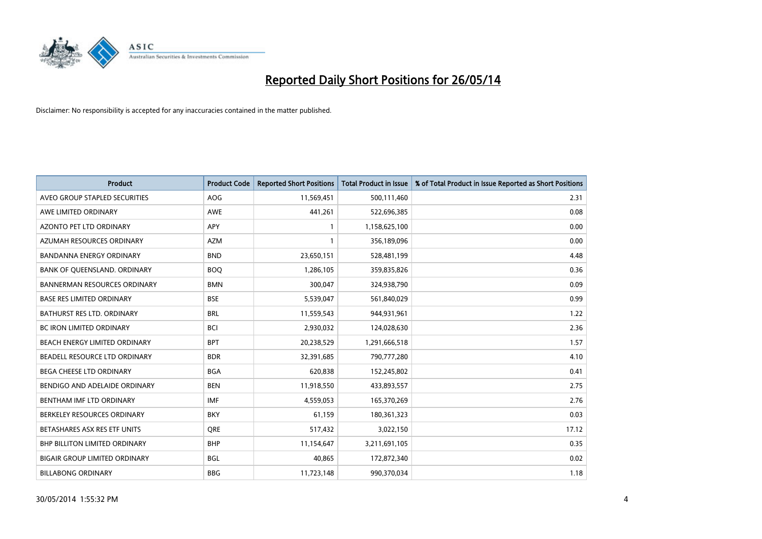# Reported Daily Short Positions for 26/05/14

Disclaimer: No responsibility is accepted for any inaccuracies contained in the matter published.

| Product | Product Code | Reported Short Positions | Total Product in Issue | % of Total Product in Issue Reported as Short Positions |
|---|---|---|---|---|
| AVEO GROUP STAPLED SECURITIES | AOG | 11,569,451 | 500,111,460 | 2.31 |
| AWE LIMITED ORDINARY | AWE | 441,261 | 522,696,385 | 0.08 |
| AZONTO PET LTD ORDINARY | APY | 1 | 1,158,625,100 | 0.00 |
| AZUMAH RESOURCES ORDINARY | AZM | 1 | 356,189,096 | 0.00 |
| BANDANNA ENERGY ORDINARY | BND | 23,650,151 | 528,481,199 | 4.48 |
| BANK OF QUEENSLAND. ORDINARY | BOQ | 1,286,105 | 359,835,826 | 0.36 |
| BANNERMAN RESOURCES ORDINARY | BMN | 300,047 | 324,938,790 | 0.09 |
| BASE RES LIMITED ORDINARY | BSE | 5,539,047 | 561,840,029 | 0.99 |
| BATHURST RES LTD. ORDINARY | BRL | 11,559,543 | 944,931,961 | 1.22 |
| BC IRON LIMITED ORDINARY | BCI | 2,930,032 | 124,028,630 | 2.36 |
| BEACH ENERGY LIMITED ORDINARY | BPT | 20,238,529 | 1,291,666,518 | 1.57 |
| BEADELL RESOURCE LTD ORDINARY | BDR | 32,391,685 | 790,777,280 | 4.10 |
| BEGA CHEESE LTD ORDINARY | BGA | 620,838 | 152,245,802 | 0.41 |
| BENDIGO AND ADELAIDE ORDINARY | BEN | 11,918,550 | 433,893,557 | 2.75 |
| BENTHAM IMF LTD ORDINARY | IMF | 4,559,053 | 165,370,269 | 2.76 |
| BERKELEY RESOURCES ORDINARY | BKY | 61,159 | 180,361,323 | 0.03 |
| BETASHARES ASX RES ETF UNITS | QRE | 517,432 | 3,022,150 | 17.12 |
| BHP BILLITON LIMITED ORDINARY | BHP | 11,154,647 | 3,211,691,105 | 0.35 |
| BIGAIR GROUP LIMITED ORDINARY | BGL | 40,865 | 172,872,340 | 0.02 |
| BILLABONG ORDINARY | BBG | 11,723,148 | 990,370,034 | 1.18 |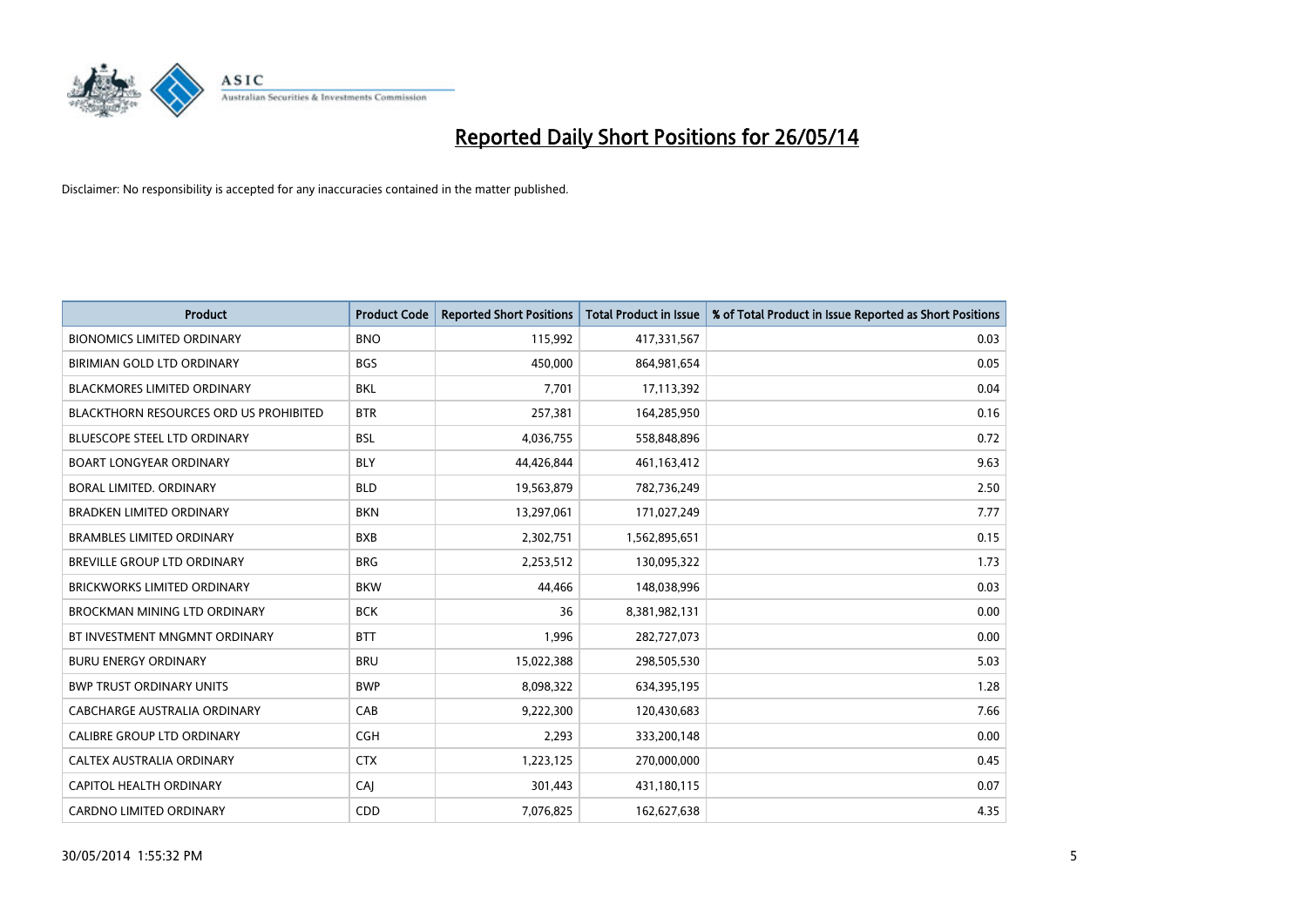# Reported Daily Short Positions for 26/05/14

Disclaimer: No responsibility is accepted for any inaccuracies contained in the matter published.

| Product | Product Code | Reported Short Positions | Total Product in Issue | % of Total Product in Issue Reported as Short Positions |
|---|---|---|---|---|
| BIONOMICS LIMITED ORDINARY | BNO | 115,992 | 417,331,567 | 0.03 |
| BIRIMIAN GOLD LTD ORDINARY | BGS | 450,000 | 864,981,654 | 0.05 |
| BLACKMORES LIMITED ORDINARY | BKL | 7,701 | 17,113,392 | 0.04 |
| BLACKTHORN RESOURCES ORD US PROHIBITED | BTR | 257,381 | 164,285,950 | 0.16 |
| BLUESCOPE STEEL LTD ORDINARY | BSL | 4,036,755 | 558,848,896 | 0.72 |
| BOART LONGYEAR ORDINARY | BLY | 44,426,844 | 461,163,412 | 9.63 |
| BORAL LIMITED. ORDINARY | BLD | 19,563,879 | 782,736,249 | 2.50 |
| BRADKEN LIMITED ORDINARY | BKN | 13,297,061 | 171,027,249 | 7.77 |
| BRAMBLES LIMITED ORDINARY | BXB | 2,302,751 | 1,562,895,651 | 0.15 |
| BREVILLE GROUP LTD ORDINARY | BRG | 2,253,512 | 130,095,322 | 1.73 |
| BRICKWORKS LIMITED ORDINARY | BKW | 44,466 | 148,038,996 | 0.03 |
| BROCKMAN MINING LTD ORDINARY | BCK | 36 | 8,381,982,131 | 0.00 |
| BT INVESTMENT MNGMNT ORDINARY | BTT | 1,996 | 282,727,073 | 0.00 |
| BURU ENERGY ORDINARY | BRU | 15,022,388 | 298,505,530 | 5.03 |
| BWP TRUST ORDINARY UNITS | BWP | 8,098,322 | 634,395,195 | 1.28 |
| CABCHARGE AUSTRALIA ORDINARY | CAB | 9,222,300 | 120,430,683 | 7.66 |
| CALIBRE GROUP LTD ORDINARY | CGH | 2,293 | 333,200,148 | 0.00 |
| CALTEX AUSTRALIA ORDINARY | CTX | 1,223,125 | 270,000,000 | 0.45 |
| CAPITOL HEALTH ORDINARY | CAJ | 301,443 | 431,180,115 | 0.07 |
| CARDNO LIMITED ORDINARY | CDD | 7,076,825 | 162,627,638 | 4.35 |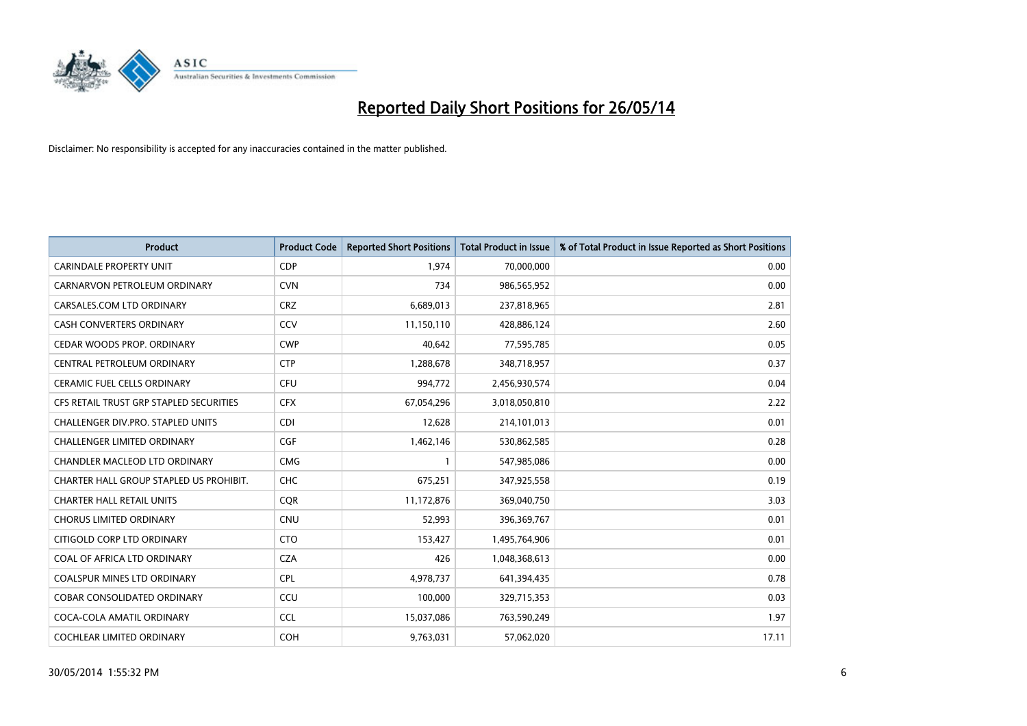# Reported Daily Short Positions for 26/05/14

Disclaimer: No responsibility is accepted for any inaccuracies contained in the matter published.

| Product | Product Code | Reported Short Positions | Total Product in Issue | % of Total Product in Issue Reported as Short Positions |
|---|---|---|---|---|
| CARINDALE PROPERTY UNIT | CDP | 1,974 | 70,000,000 | 0.00 |
| CARNARVON PETROLEUM ORDINARY | CVN | 734 | 986,565,952 | 0.00 |
| CARSALES.COM LTD ORDINARY | CRZ | 6,689,013 | 237,818,965 | 2.81 |
| CASH CONVERTERS ORDINARY | CCV | 11,150,110 | 428,886,124 | 2.60 |
| CEDAR WOODS PROP. ORDINARY | CWP | 40,642 | 77,595,785 | 0.05 |
| CENTRAL PETROLEUM ORDINARY | CTP | 1,288,678 | 348,718,957 | 0.37 |
| CERAMIC FUEL CELLS ORDINARY | CFU | 994,772 | 2,456,930,574 | 0.04 |
| CFS RETAIL TRUST GRP STAPLED SECURITIES | CFX | 67,054,296 | 3,018,050,810 | 2.22 |
| CHALLENGER DIV.PRO. STAPLED UNITS | CDI | 12,628 | 214,101,013 | 0.01 |
| CHALLENGER LIMITED ORDINARY | CGF | 1,462,146 | 530,862,585 | 0.28 |
| CHANDLER MACLEOD LTD ORDINARY | CMG | 1 | 547,985,086 | 0.00 |
| CHARTER HALL GROUP STAPLED US PROHIBIT. | CHC | 675,251 | 347,925,558 | 0.19 |
| CHARTER HALL RETAIL UNITS | CQR | 11,172,876 | 369,040,750 | 3.03 |
| CHORUS LIMITED ORDINARY | CNU | 52,993 | 396,369,767 | 0.01 |
| CITIGOLD CORP LTD ORDINARY | CTO | 153,427 | 1,495,764,906 | 0.01 |
| COAL OF AFRICA LTD ORDINARY | CZA | 426 | 1,048,368,613 | 0.00 |
| COALSPUR MINES LTD ORDINARY | CPL | 4,978,737 | 641,394,435 | 0.78 |
| COBAR CONSOLIDATED ORDINARY | CCU | 100,000 | 329,715,353 | 0.03 |
| COCA-COLA AMATIL ORDINARY | CCL | 15,037,086 | 763,590,249 | 1.97 |
| COCHLEAR LIMITED ORDINARY | COH | 9,763,031 | 57,062,020 | 17.11 |

30/05/2014 1:55:32 PM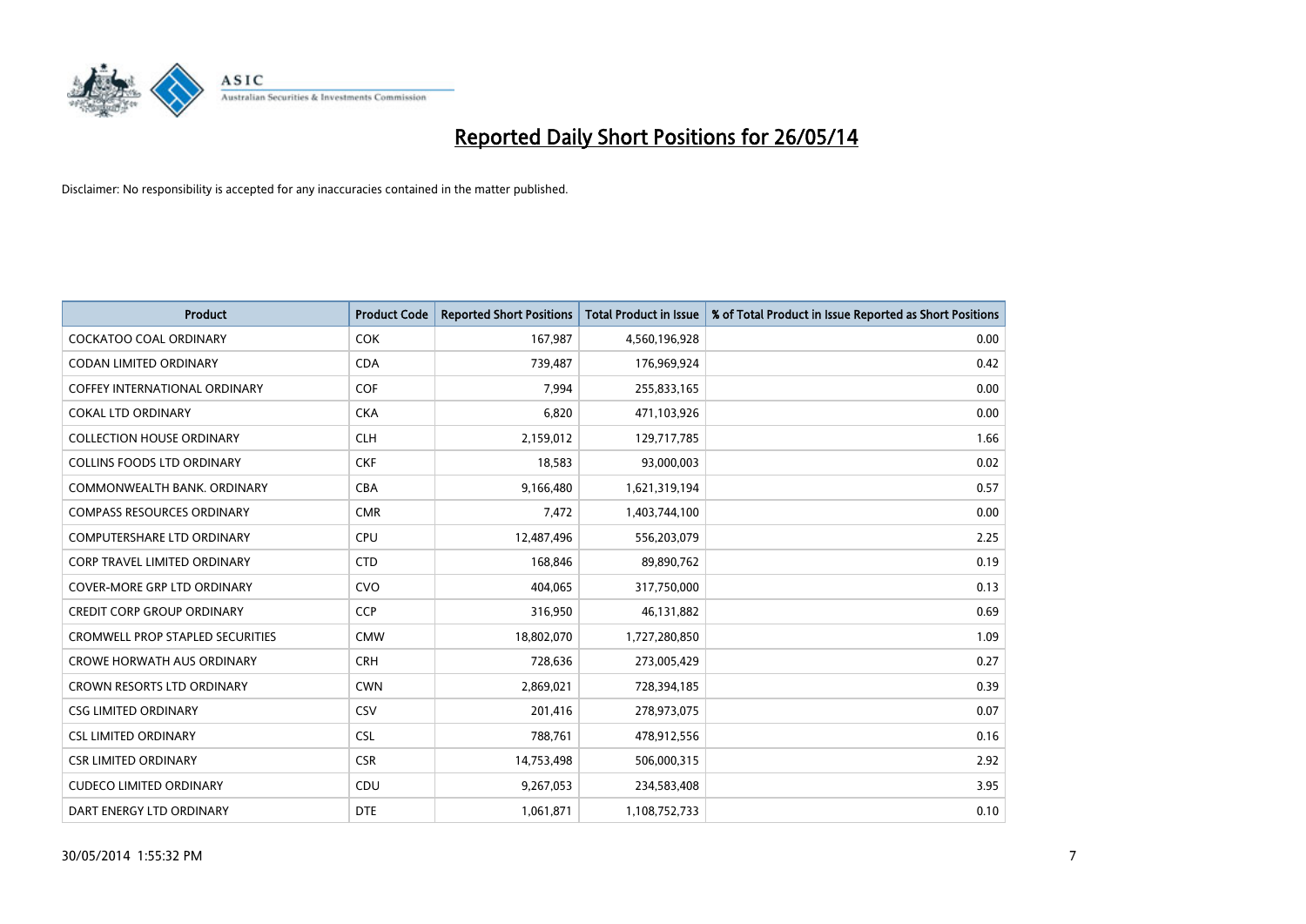# Reported Daily Short Positions for 26/05/14

Disclaimer: No responsibility is accepted for any inaccuracies contained in the matter published.

| Product | Product Code | Reported Short Positions | Total Product in Issue | % of Total Product in Issue Reported as Short Positions |
|---|---|---|---|---|
| COCKATOO COAL ORDINARY | COK | 167,987 | 4,560,196,928 | 0.00 |
| CODAN LIMITED ORDINARY | CDA | 739,487 | 176,969,924 | 0.42 |
| COFFEY INTERNATIONAL ORDINARY | COF | 7,994 | 255,833,165 | 0.00 |
| COKAL LTD ORDINARY | CKA | 6,820 | 471,103,926 | 0.00 |
| COLLECTION HOUSE ORDINARY | CLH | 2,159,012 | 129,717,785 | 1.66 |
| COLLINS FOODS LTD ORDINARY | CKF | 18,583 | 93,000,003 | 0.02 |
| COMMONWEALTH BANK. ORDINARY | CBA | 9,166,480 | 1,621,319,194 | 0.57 |
| COMPASS RESOURCES ORDINARY | CMR | 7,472 | 1,403,744,100 | 0.00 |
| COMPUTERSHARE LTD ORDINARY | CPU | 12,487,496 | 556,203,079 | 2.25 |
| CORP TRAVEL LIMITED ORDINARY | CTD | 168,846 | 89,890,762 | 0.19 |
| COVER-MORE GRP LTD ORDINARY | CVO | 404,065 | 317,750,000 | 0.13 |
| CREDIT CORP GROUP ORDINARY | CCP | 316,950 | 46,131,882 | 0.69 |
| CROMWELL PROP STAPLED SECURITIES | CMW | 18,802,070 | 1,727,280,850 | 1.09 |
| CROWE HORWATH AUS ORDINARY | CRH | 728,636 | 273,005,429 | 0.27 |
| CROWN RESORTS LTD ORDINARY | CWN | 2,869,021 | 728,394,185 | 0.39 |
| CSG LIMITED ORDINARY | CSV | 201,416 | 278,973,075 | 0.07 |
| CSL LIMITED ORDINARY | CSL | 788,761 | 478,912,556 | 0.16 |
| CSR LIMITED ORDINARY | CSR | 14,753,498 | 506,000,315 | 2.92 |
| CUDECO LIMITED ORDINARY | CDU | 9,267,053 | 234,583,408 | 3.95 |
| DART ENERGY LTD ORDINARY | DTE | 1,061,871 | 1,108,752,733 | 0.10 |

30/05/2014 1:55:32 PM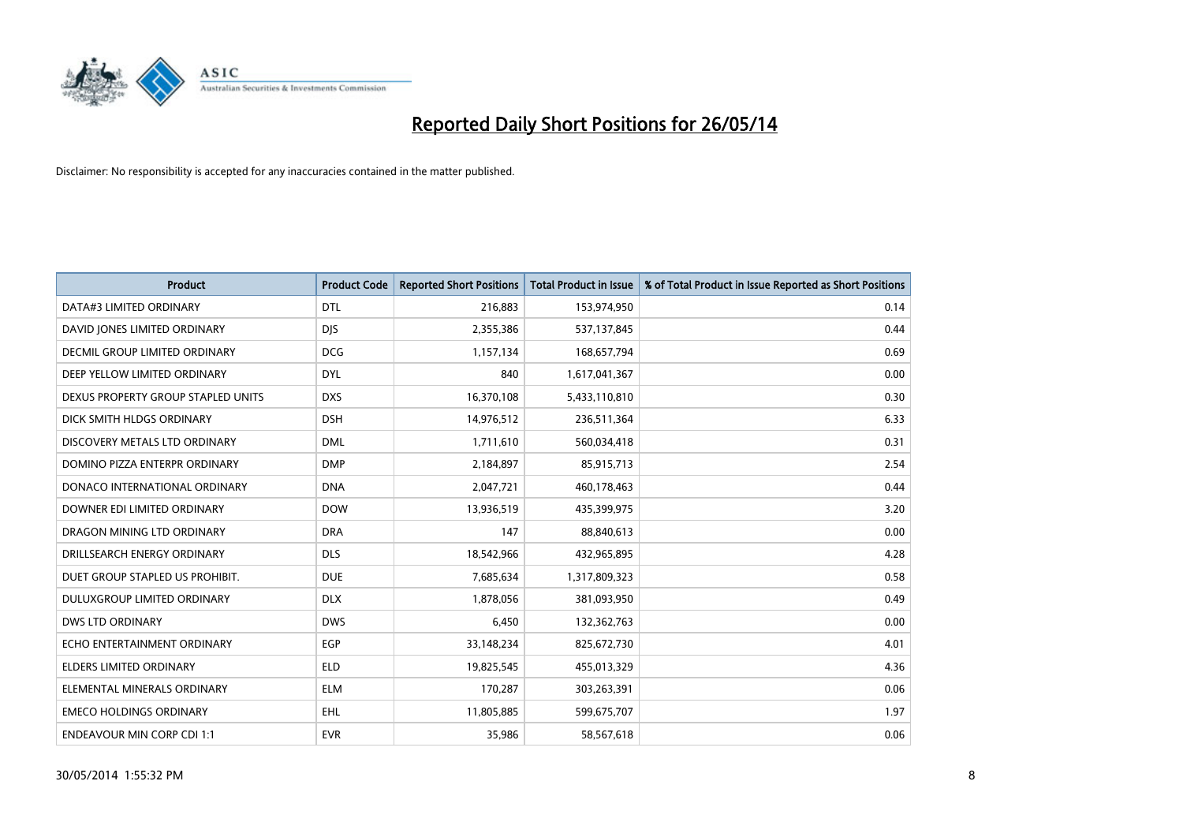# Reported Daily Short Positions for 26/05/14

Disclaimer: No responsibility is accepted for any inaccuracies contained in the matter published.

| Product | Product Code | Reported Short Positions | Total Product in Issue | % of Total Product in Issue Reported as Short Positions |
|---|---|---|---|---|
| DATA#3 LIMITED ORDINARY | DTL | 216,883 | 153,974,950 | 0.14 |
| DAVID JONES LIMITED ORDINARY | DJS | 2,355,386 | 537,137,845 | 0.44 |
| DECMIL GROUP LIMITED ORDINARY | DCG | 1,157,134 | 168,657,794 | 0.69 |
| DEEP YELLOW LIMITED ORDINARY | DYL | 840 | 1,617,041,367 | 0.00 |
| DEXUS PROPERTY GROUP STAPLED UNITS | DXS | 16,370,108 | 5,433,110,810 | 0.30 |
| DICK SMITH HLDGS ORDINARY | DSH | 14,976,512 | 236,511,364 | 6.33 |
| DISCOVERY METALS LTD ORDINARY | DML | 1,711,610 | 560,034,418 | 0.31 |
| DOMINO PIZZA ENTERPR ORDINARY | DMP | 2,184,897 | 85,915,713 | 2.54 |
| DONACO INTERNATIONAL ORDINARY | DNA | 2,047,721 | 460,178,463 | 0.44 |
| DOWNER EDI LIMITED ORDINARY | DOW | 13,936,519 | 435,399,975 | 3.20 |
| DRAGON MINING LTD ORDINARY | DRA | 147 | 88,840,613 | 0.00 |
| DRILLSEARCH ENERGY ORDINARY | DLS | 18,542,966 | 432,965,895 | 4.28 |
| DUET GROUP STAPLED US PROHIBIT. | DUE | 7,685,634 | 1,317,809,323 | 0.58 |
| DULUXGROUP LIMITED ORDINARY | DLX | 1,878,056 | 381,093,950 | 0.49 |
| DWS LTD ORDINARY | DWS | 6,450 | 132,362,763 | 0.00 |
| ECHO ENTERTAINMENT ORDINARY | EGP | 33,148,234 | 825,672,730 | 4.01 |
| ELDERS LIMITED ORDINARY | ELD | 19,825,545 | 455,013,329 | 4.36 |
| ELEMENTAL MINERALS ORDINARY | ELM | 170,287 | 303,263,391 | 0.06 |
| EMECO HOLDINGS ORDINARY | EHL | 11,805,885 | 599,675,707 | 1.97 |
| ENDEAVOUR MIN CORP CDI 1:1 | EVR | 35,986 | 58,567,618 | 0.06 |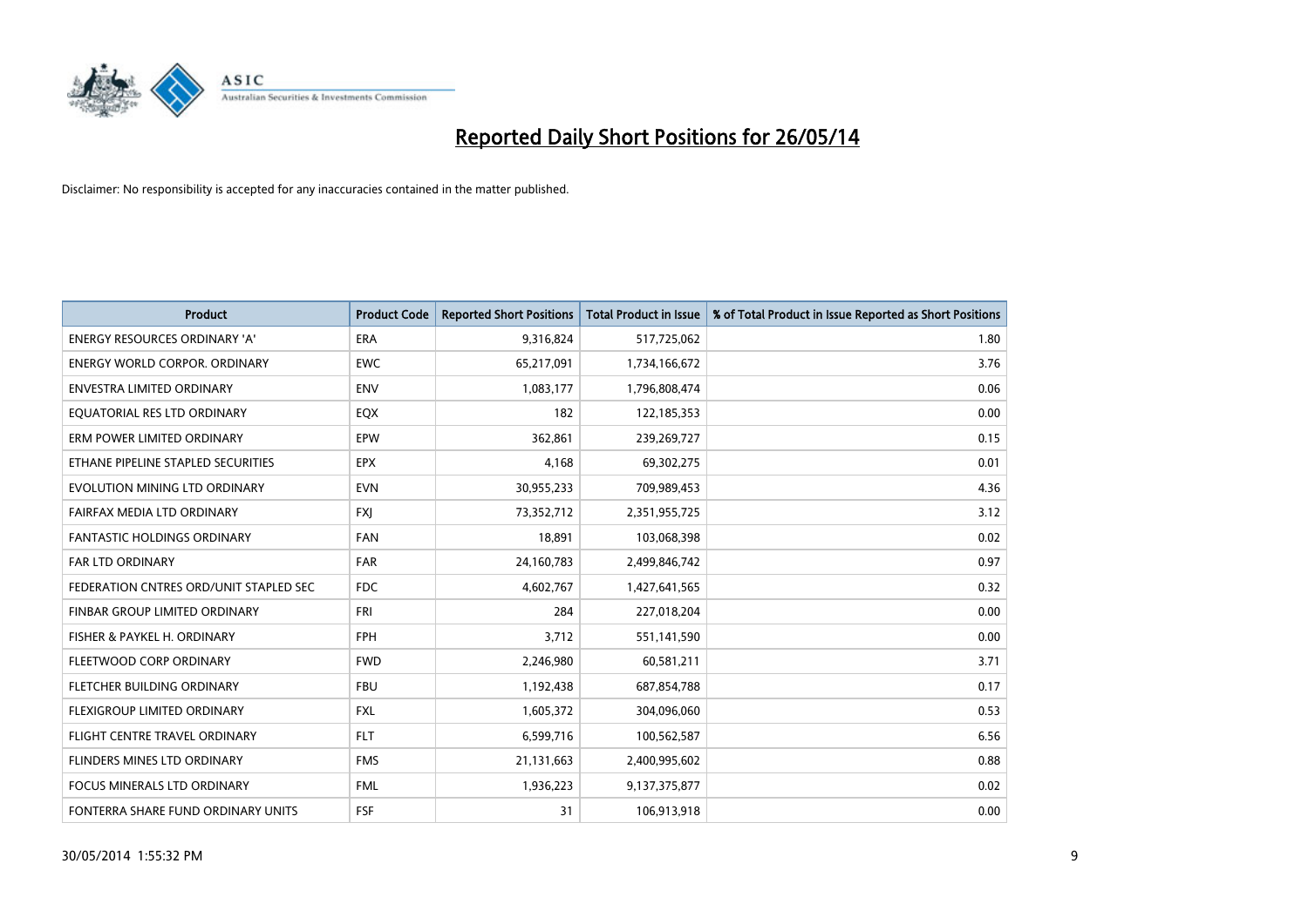# Reported Daily Short Positions for 26/05/14

Disclaimer: No responsibility is accepted for any inaccuracies contained in the matter published.

| Product | Product Code | Reported Short Positions | Total Product in Issue | % of Total Product in Issue Reported as Short Positions |
|---|---|---|---|---|
| ENERGY RESOURCES ORDINARY 'A' | ERA | 9,316,824 | 517,725,062 | 1.80 |
| ENERGY WORLD CORPOR. ORDINARY | EWC | 65,217,091 | 1,734,166,672 | 3.76 |
| ENVESTRA LIMITED ORDINARY | ENV | 1,083,177 | 1,796,808,474 | 0.06 |
| EQUATORIAL RES LTD ORDINARY | EQX | 182 | 122,185,353 | 0.00 |
| ERM POWER LIMITED ORDINARY | EPW | 362,861 | 239,269,727 | 0.15 |
| ETHANE PIPELINE STAPLED SECURITIES | EPX | 4,168 | 69,302,275 | 0.01 |
| EVOLUTION MINING LTD ORDINARY | EVN | 30,955,233 | 709,989,453 | 4.36 |
| FAIRFAX MEDIA LTD ORDINARY | FXJ | 73,352,712 | 2,351,955,725 | 3.12 |
| FANTASTIC HOLDINGS ORDINARY | FAN | 18,891 | 103,068,398 | 0.02 |
| FAR LTD ORDINARY | FAR | 24,160,783 | 2,499,846,742 | 0.97 |
| FEDERATION CNTRES ORD/UNIT STAPLED SEC | FDC | 4,602,767 | 1,427,641,565 | 0.32 |
| FINBAR GROUP LIMITED ORDINARY | FRI | 284 | 227,018,204 | 0.00 |
| FISHER & PAYKEL H. ORDINARY | FPH | 3,712 | 551,141,590 | 0.00 |
| FLEETWOOD CORP ORDINARY | FWD | 2,246,980 | 60,581,211 | 3.71 |
| FLETCHER BUILDING ORDINARY | FBU | 1,192,438 | 687,854,788 | 0.17 |
| FLEXIGROUP LIMITED ORDINARY | FXL | 1,605,372 | 304,096,060 | 0.53 |
| FLIGHT CENTRE TRAVEL ORDINARY | FLT | 6,599,716 | 100,562,587 | 6.56 |
| FLINDERS MINES LTD ORDINARY | FMS | 21,131,663 | 2,400,995,602 | 0.88 |
| FOCUS MINERALS LTD ORDINARY | FML | 1,936,223 | 9,137,375,877 | 0.02 |
| FONTERRA SHARE FUND ORDINARY UNITS | FSF | 31 | 106,913,918 | 0.00 |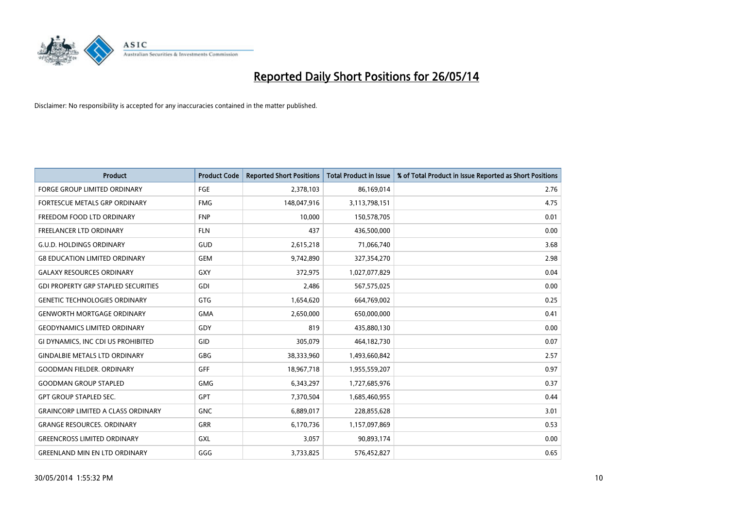# Reported Daily Short Positions for 26/05/14

Disclaimer: No responsibility is accepted for any inaccuracies contained in the matter published.

| Product | Product Code | Reported Short Positions | Total Product in Issue | % of Total Product in Issue Reported as Short Positions |
|---|---|---|---|---|
| FORGE GROUP LIMITED ORDINARY | FGE | 2,378,103 | 86,169,014 | 2.76 |
| FORTESCUE METALS GRP ORDINARY | FMG | 148,047,916 | 3,113,798,151 | 4.75 |
| FREEDOM FOOD LTD ORDINARY | FNP | 10,000 | 150,578,705 | 0.01 |
| FREELANCER LTD ORDINARY | FLN | 437 | 436,500,000 | 0.00 |
| G.U.D. HOLDINGS ORDINARY | GUD | 2,615,218 | 71,066,740 | 3.68 |
| G8 EDUCATION LIMITED ORDINARY | GEM | 9,742,890 | 327,354,270 | 2.98 |
| GALAXY RESOURCES ORDINARY | GXY | 372,975 | 1,027,077,829 | 0.04 |
| GDI PROPERTY GRP STAPLED SECURITIES | GDI | 2,486 | 567,575,025 | 0.00 |
| GENETIC TECHNOLOGIES ORDINARY | GTG | 1,654,620 | 664,769,002 | 0.25 |
| GENWORTH MORTGAGE ORDINARY | GMA | 2,650,000 | 650,000,000 | 0.41 |
| GEODYNAMICS LIMITED ORDINARY | GDY | 819 | 435,880,130 | 0.00 |
| GI DYNAMICS, INC CDI US PROHIBITED | GID | 305,079 | 464,182,730 | 0.07 |
| GINDALBIE METALS LTD ORDINARY | GBG | 38,333,960 | 1,493,660,842 | 2.57 |
| GOODMAN FIELDER. ORDINARY | GFF | 18,967,718 | 1,955,559,207 | 0.97 |
| GOODMAN GROUP STAPLED | GMG | 6,343,297 | 1,727,685,976 | 0.37 |
| GPT GROUP STAPLED SEC. | GPT | 7,370,504 | 1,685,460,955 | 0.44 |
| GRAINCORP LIMITED A CLASS ORDINARY | GNC | 6,889,017 | 228,855,628 | 3.01 |
| GRANGE RESOURCES. ORDINARY | GRR | 6,170,736 | 1,157,097,869 | 0.53 |
| GREENCROSS LIMITED ORDINARY | GXL | 3,057 | 90,893,174 | 0.00 |
| GREENLAND MIN EN LTD ORDINARY | GGG | 3,733,825 | 576,452,827 | 0.65 |

30/05/2014 1:55:32 PM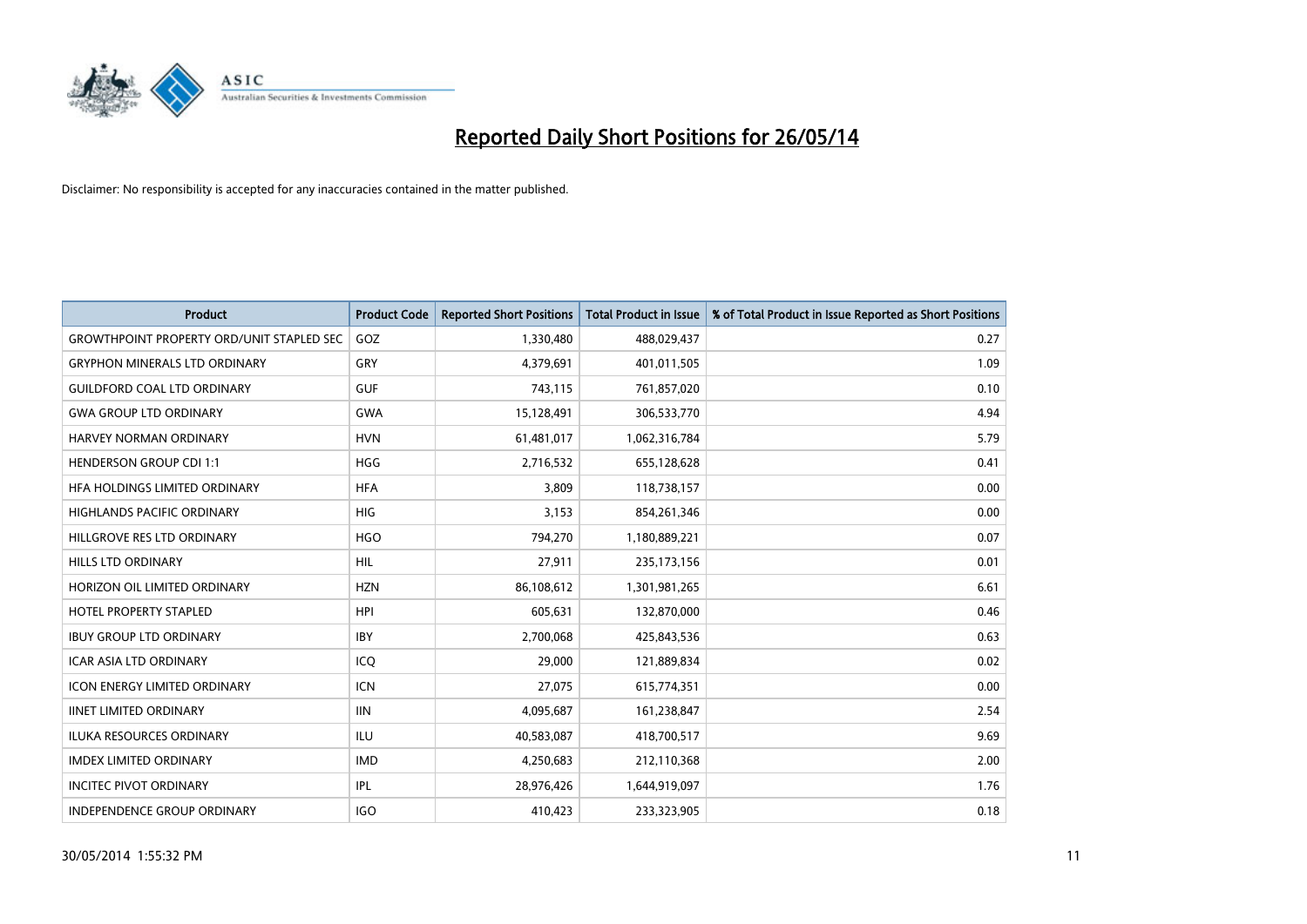# Reported Daily Short Positions for 26/05/14

Disclaimer: No responsibility is accepted for any inaccuracies contained in the matter published.

| Product | Product Code | Reported Short Positions | Total Product in Issue | % of Total Product in Issue Reported as Short Positions |
|---|---|---|---|---|
| GROWTHPOINT PROPERTY ORD/UNIT STAPLED SEC | GOZ | 1,330,480 | 488,029,437 | 0.27 |
| GRYPHON MINERALS LTD ORDINARY | GRY | 4,379,691 | 401,011,505 | 1.09 |
| GUILDFORD COAL LTD ORDINARY | GUF | 743,115 | 761,857,020 | 0.10 |
| GWA GROUP LTD ORDINARY | GWA | 15,128,491 | 306,533,770 | 4.94 |
| HARVEY NORMAN ORDINARY | HVN | 61,481,017 | 1,062,316,784 | 5.79 |
| HENDERSON GROUP CDI 1:1 | HGG | 2,716,532 | 655,128,628 | 0.41 |
| HFA HOLDINGS LIMITED ORDINARY | HFA | 3,809 | 118,738,157 | 0.00 |
| HIGHLANDS PACIFIC ORDINARY | HIG | 3,153 | 854,261,346 | 0.00 |
| HILLGROVE RES LTD ORDINARY | HGO | 794,270 | 1,180,889,221 | 0.07 |
| HILLS LTD ORDINARY | HIL | 27,911 | 235,173,156 | 0.01 |
| HORIZON OIL LIMITED ORDINARY | HZN | 86,108,612 | 1,301,981,265 | 6.61 |
| HOTEL PROPERTY STAPLED | HPI | 605,631 | 132,870,000 | 0.46 |
| IBUY GROUP LTD ORDINARY | IBY | 2,700,068 | 425,843,536 | 0.63 |
| ICAR ASIA LTD ORDINARY | ICQ | 29,000 | 121,889,834 | 0.02 |
| ICON ENERGY LIMITED ORDINARY | ICN | 27,075 | 615,774,351 | 0.00 |
| IINET LIMITED ORDINARY | IIN | 4,095,687 | 161,238,847 | 2.54 |
| ILUKA RESOURCES ORDINARY | ILU | 40,583,087 | 418,700,517 | 9.69 |
| IMDEX LIMITED ORDINARY | IMD | 4,250,683 | 212,110,368 | 2.00 |
| INCITEC PIVOT ORDINARY | IPL | 28,976,426 | 1,644,919,097 | 1.76 |
| INDEPENDENCE GROUP ORDINARY | IGO | 410,423 | 233,323,905 | 0.18 |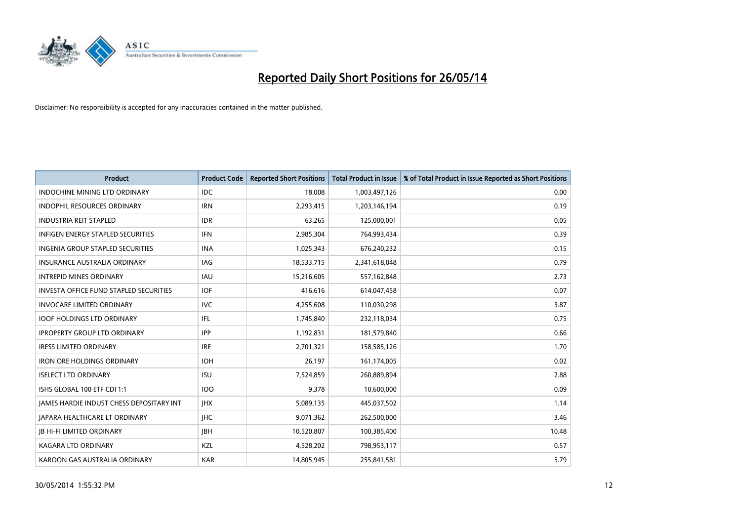# Reported Daily Short Positions for 26/05/14

Disclaimer: No responsibility is accepted for any inaccuracies contained in the matter published.

| Product | Product Code | Reported Short Positions | Total Product in Issue | % of Total Product in Issue Reported as Short Positions |
|---|---|---|---|---|
| INDOCHINE MINING LTD ORDINARY | IDC | 18,008 | 1,003,497,126 | 0.00 |
| INDOPHIL RESOURCES ORDINARY | IRN | 2,293,415 | 1,203,146,194 | 0.19 |
| INDUSTRIA REIT STAPLED | IDR | 63,265 | 125,000,001 | 0.05 |
| INFIGEN ENERGY STAPLED SECURITIES | IFN | 2,985,304 | 764,993,434 | 0.39 |
| INGENIA GROUP STAPLED SECURITIES | INA | 1,025,343 | 676,240,232 | 0.15 |
| INSURANCE AUSTRALIA ORDINARY | IAG | 18,533,715 | 2,341,618,048 | 0.79 |
| INTREPID MINES ORDINARY | IAU | 15,216,605 | 557,162,848 | 2.73 |
| INVESTA OFFICE FUND STAPLED SECURITIES | IOF | 416,616 | 614,047,458 | 0.07 |
| INVOCARE LIMITED ORDINARY | IVC | 4,255,608 | 110,030,298 | 3.87 |
| IOOF HOLDINGS LTD ORDINARY | IFL | 1,745,840 | 232,118,034 | 0.75 |
| IPROPERTY GROUP LTD ORDINARY | IPP | 1,192,831 | 181,579,840 | 0.66 |
| IRESS LIMITED ORDINARY | IRE | 2,701,321 | 158,585,126 | 1.70 |
| IRON ORE HOLDINGS ORDINARY | IOH | 26,197 | 161,174,005 | 0.02 |
| ISELECT LTD ORDINARY | ISU | 7,524,859 | 260,889,894 | 2.88 |
| ISHS GLOBAL 100 ETF CDI 1:1 | IOO | 9,378 | 10,600,000 | 0.09 |
| JAMES HARDIE INDUST CHESS DEPOSITARY INT | JHX | 5,089,135 | 445,037,502 | 1.14 |
| JAPARA HEALTHCARE LT ORDINARY | JHC | 9,071,362 | 262,500,000 | 3.46 |
| JB HI-FI LIMITED ORDINARY | JBH | 10,520,807 | 100,385,400 | 10.48 |
| KAGARA LTD ORDINARY | KZL | 4,528,202 | 798,953,117 | 0.57 |
| KAROON GAS AUSTRALIA ORDINARY | KAR | 14,805,945 | 255,841,581 | 5.79 |

30/05/2014 1:55:32 PM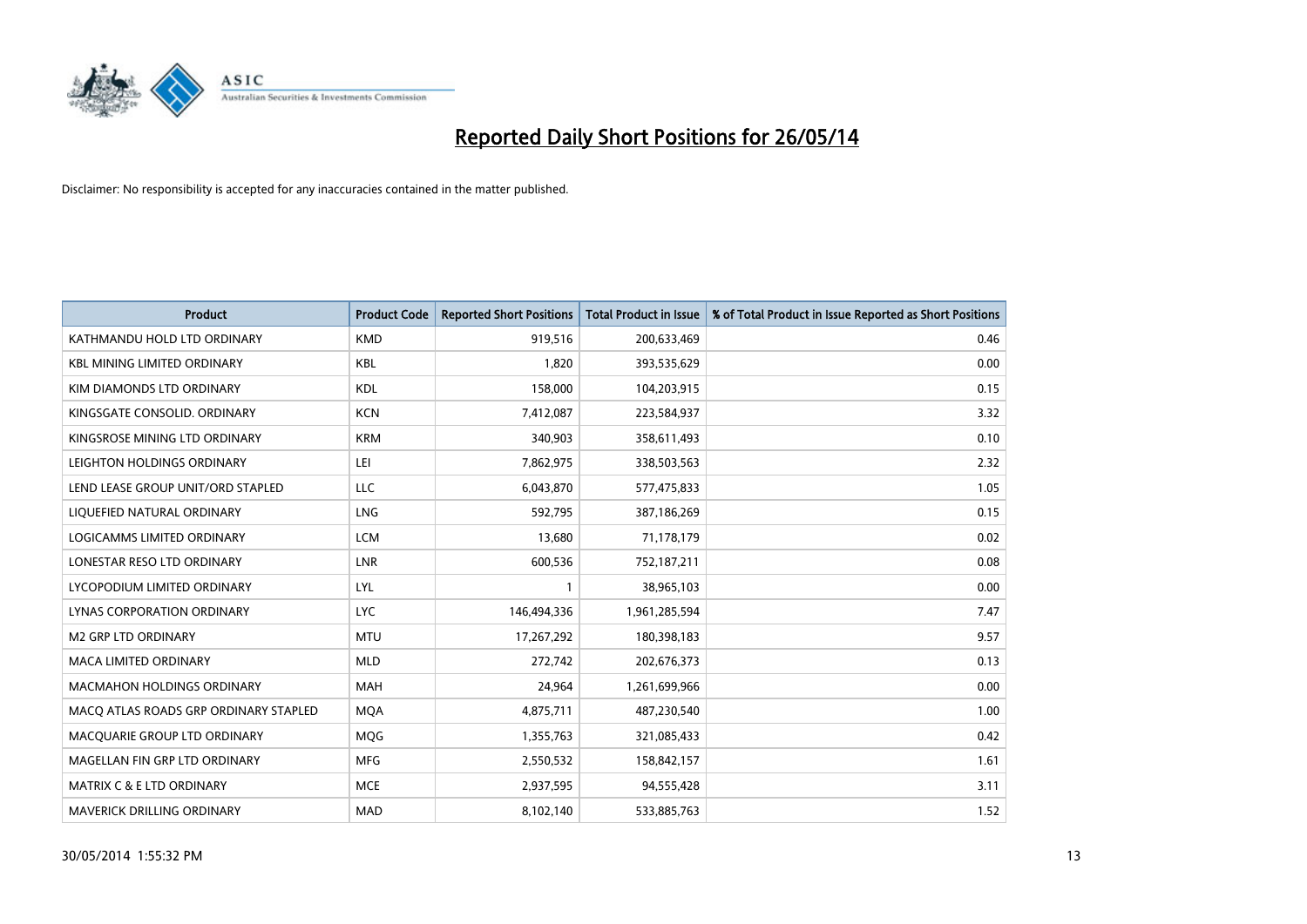# Reported Daily Short Positions for 26/05/14

Disclaimer: No responsibility is accepted for any inaccuracies contained in the matter published.

| Product | Product Code | Reported Short Positions | Total Product in Issue | % of Total Product in Issue Reported as Short Positions |
|---|---|---|---|---|
| KATHMANDU HOLD LTD ORDINARY | KMD | 919,516 | 200,633,469 | 0.46 |
| KBL MINING LIMITED ORDINARY | KBL | 1,820 | 393,535,629 | 0.00 |
| KIM DIAMONDS LTD ORDINARY | KDL | 158,000 | 104,203,915 | 0.15 |
| KINGSGATE CONSOLID. ORDINARY | KCN | 7,412,087 | 223,584,937 | 3.32 |
| KINGSROSE MINING LTD ORDINARY | KRM | 340,903 | 358,611,493 | 0.10 |
| LEIGHTON HOLDINGS ORDINARY | LEI | 7,862,975 | 338,503,563 | 2.32 |
| LEND LEASE GROUP UNIT/ORD STAPLED | LLC | 6,043,870 | 577,475,833 | 1.05 |
| LIQUEFIED NATURAL ORDINARY | LNG | 592,795 | 387,186,269 | 0.15 |
| LOGICAMMS LIMITED ORDINARY | LCM | 13,680 | 71,178,179 | 0.02 |
| LONESTAR RESO LTD ORDINARY | LNR | 600,536 | 752,187,211 | 0.08 |
| LYCOPODIUM LIMITED ORDINARY | LYL | 1 | 38,965,103 | 0.00 |
| LYNAS CORPORATION ORDINARY | LYC | 146,494,336 | 1,961,285,594 | 7.47 |
| M2 GRP LTD ORDINARY | MTU | 17,267,292 | 180,398,183 | 9.57 |
| MACA LIMITED ORDINARY | MLD | 272,742 | 202,676,373 | 0.13 |
| MACMAHON HOLDINGS ORDINARY | MAH | 24,964 | 1,261,699,966 | 0.00 |
| MACQ ATLAS ROADS GRP ORDINARY STAPLED | MQA | 4,875,711 | 487,230,540 | 1.00 |
| MACQUARIE GROUP LTD ORDINARY | MQG | 1,355,763 | 321,085,433 | 0.42 |
| MAGELLAN FIN GRP LTD ORDINARY | MFG | 2,550,532 | 158,842,157 | 1.61 |
| MATRIX C & E LTD ORDINARY | MCE | 2,937,595 | 94,555,428 | 3.11 |
| MAVERICK DRILLING ORDINARY | MAD | 8,102,140 | 533,885,763 | 1.52 |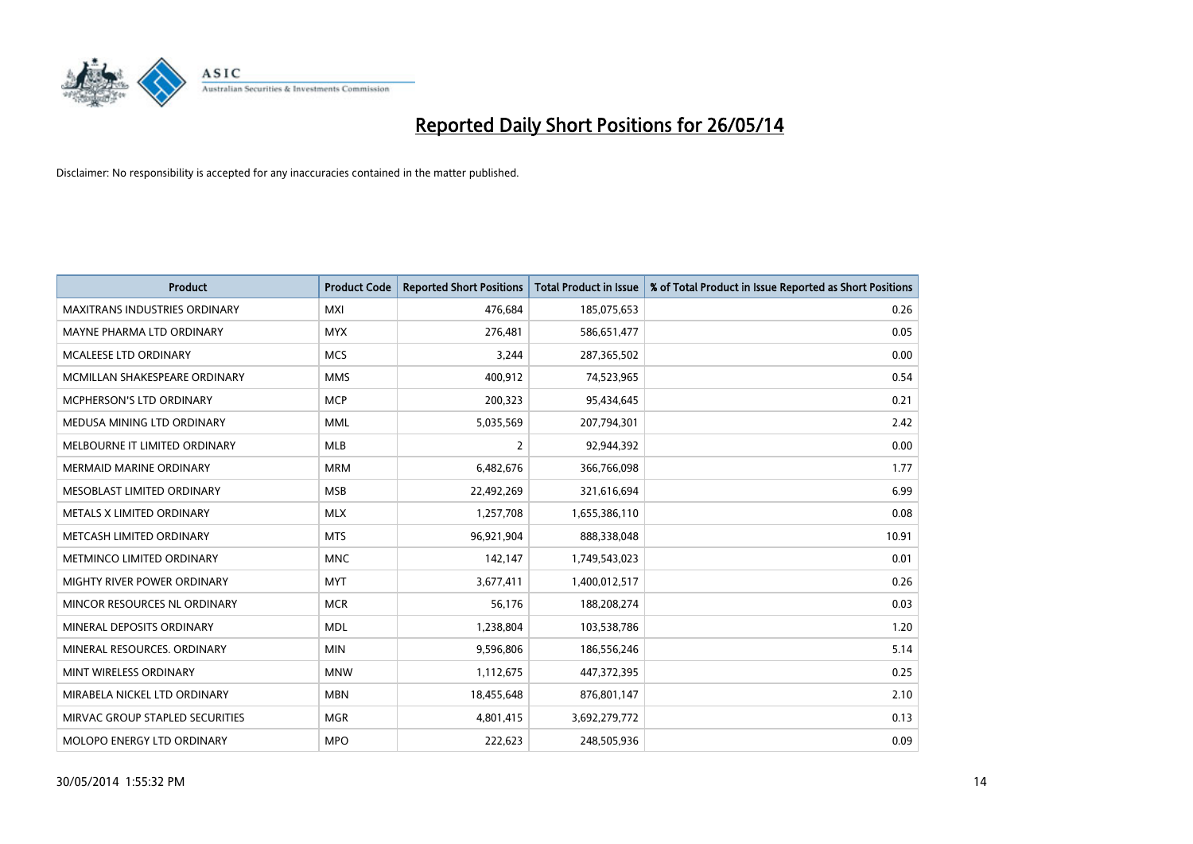# Reported Daily Short Positions for 26/05/14

Disclaimer: No responsibility is accepted for any inaccuracies contained in the matter published.

| Product | Product Code | Reported Short Positions | Total Product in Issue | % of Total Product in Issue Reported as Short Positions |
|---|---|---|---|---|
| MAXITRANS INDUSTRIES ORDINARY | MXI | 476,684 | 185,075,653 | 0.26 |
| MAYNE PHARMA LTD ORDINARY | MYX | 276,481 | 586,651,477 | 0.05 |
| MCALEESE LTD ORDINARY | MCS | 3,244 | 287,365,502 | 0.00 |
| MCMILLAN SHAKESPEARE ORDINARY | MMS | 400,912 | 74,523,965 | 0.54 |
| MCPHERSON'S LTD ORDINARY | MCP | 200,323 | 95,434,645 | 0.21 |
| MEDUSA MINING LTD ORDINARY | MML | 5,035,569 | 207,794,301 | 2.42 |
| MELBOURNE IT LIMITED ORDINARY | MLB | 2 | 92,944,392 | 0.00 |
| MERMAID MARINE ORDINARY | MRM | 6,482,676 | 366,766,098 | 1.77 |
| MESOBLAST LIMITED ORDINARY | MSB | 22,492,269 | 321,616,694 | 6.99 |
| METALS X LIMITED ORDINARY | MLX | 1,257,708 | 1,655,386,110 | 0.08 |
| METCASH LIMITED ORDINARY | MTS | 96,921,904 | 888,338,048 | 10.91 |
| METMINCO LIMITED ORDINARY | MNC | 142,147 | 1,749,543,023 | 0.01 |
| MIGHTY RIVER POWER ORDINARY | MYT | 3,677,411 | 1,400,012,517 | 0.26 |
| MINCOR RESOURCES NL ORDINARY | MCR | 56,176 | 188,208,274 | 0.03 |
| MINERAL DEPOSITS ORDINARY | MDL | 1,238,804 | 103,538,786 | 1.20 |
| MINERAL RESOURCES. ORDINARY | MIN | 9,596,806 | 186,556,246 | 5.14 |
| MINT WIRELESS ORDINARY | MNW | 1,112,675 | 447,372,395 | 0.25 |
| MIRABELA NICKEL LTD ORDINARY | MBN | 18,455,648 | 876,801,147 | 2.10 |
| MIRVAC GROUP STAPLED SECURITIES | MGR | 4,801,415 | 3,692,279,772 | 0.13 |
| MOLOPO ENERGY LTD ORDINARY | MPO | 222,623 | 248,505,936 | 0.09 |

30/05/2014 1:55:32 PM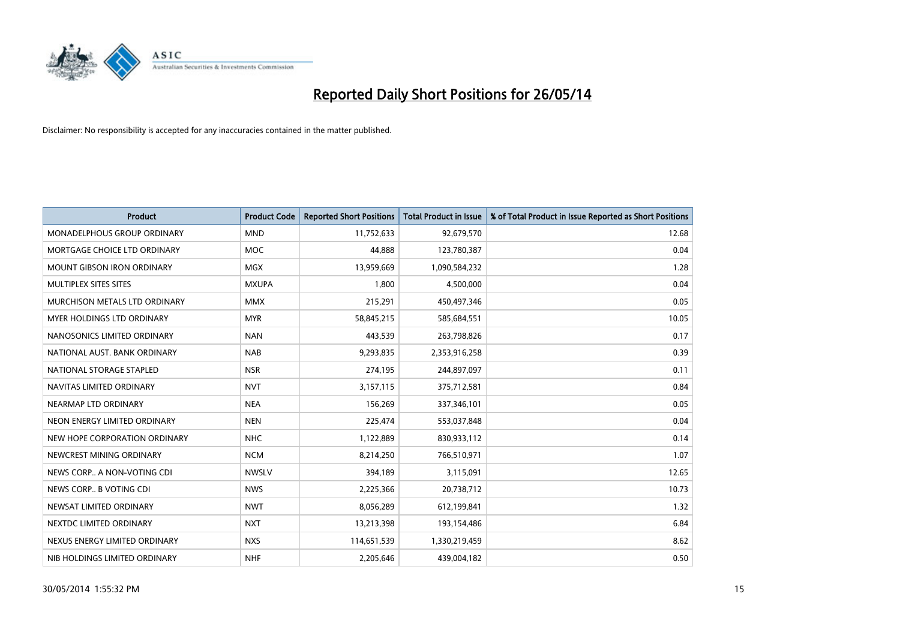# Reported Daily Short Positions for 26/05/14

Disclaimer: No responsibility is accepted for any inaccuracies contained in the matter published.

| Product | Product Code | Reported Short Positions | Total Product in Issue | % of Total Product in Issue Reported as Short Positions |
|---|---|---|---|---|
| MONADELPHOUS GROUP ORDINARY | MND | 11,752,633 | 92,679,570 | 12.68 |
| MORTGAGE CHOICE LTD ORDINARY | MOC | 44,888 | 123,780,387 | 0.04 |
| MOUNT GIBSON IRON ORDINARY | MGX | 13,959,669 | 1,090,584,232 | 1.28 |
| MULTIPLEX SITES SITES | MXUPA | 1,800 | 4,500,000 | 0.04 |
| MURCHISON METALS LTD ORDINARY | MMX | 215,291 | 450,497,346 | 0.05 |
| MYER HOLDINGS LTD ORDINARY | MYR | 58,845,215 | 585,684,551 | 10.05 |
| NANOSONICS LIMITED ORDINARY | NAN | 443,539 | 263,798,826 | 0.17 |
| NATIONAL AUST. BANK ORDINARY | NAB | 9,293,835 | 2,353,916,258 | 0.39 |
| NATIONAL STORAGE STAPLED | NSR | 274,195 | 244,897,097 | 0.11 |
| NAVITAS LIMITED ORDINARY | NVT | 3,157,115 | 375,712,581 | 0.84 |
| NEARMAP LTD ORDINARY | NEA | 156,269 | 337,346,101 | 0.05 |
| NEON ENERGY LIMITED ORDINARY | NEN | 225,474 | 553,037,848 | 0.04 |
| NEW HOPE CORPORATION ORDINARY | NHC | 1,122,889 | 830,933,112 | 0.14 |
| NEWCREST MINING ORDINARY | NCM | 8,214,250 | 766,510,971 | 1.07 |
| NEWS CORP.. A NON-VOTING CDI | NWSLV | 394,189 | 3,115,091 | 12.65 |
| NEWS CORP.. B VOTING CDI | NWS | 2,225,366 | 20,738,712 | 10.73 |
| NEWSAT LIMITED ORDINARY | NWT | 8,056,289 | 612,199,841 | 1.32 |
| NEXTDC LIMITED ORDINARY | NXT | 13,213,398 | 193,154,486 | 6.84 |
| NEXUS ENERGY LIMITED ORDINARY | NXS | 114,651,539 | 1,330,219,459 | 8.62 |
| NIB HOLDINGS LIMITED ORDINARY | NHF | 2,205,646 | 439,004,182 | 0.50 |

30/05/2014 1:55:32 PM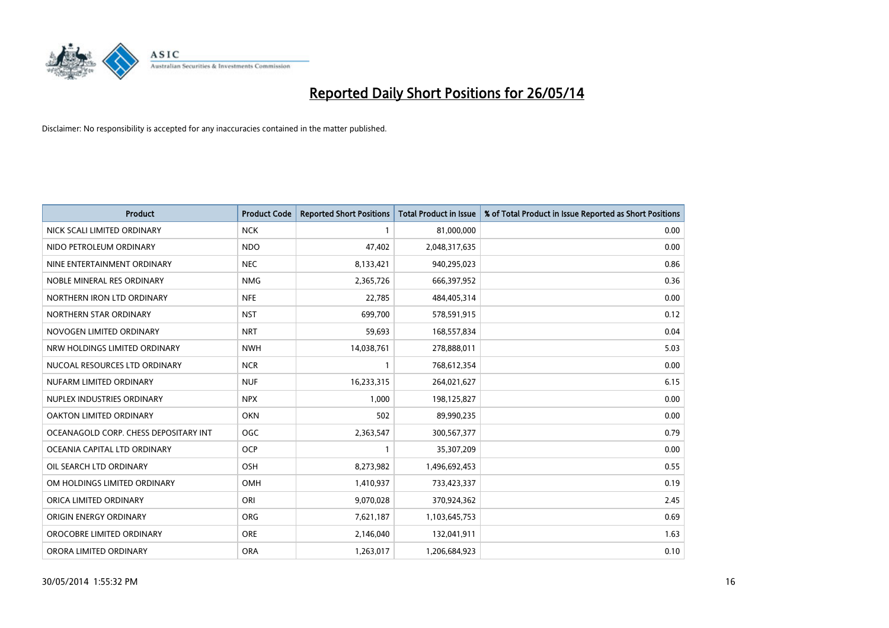# Reported Daily Short Positions for 26/05/14

Disclaimer: No responsibility is accepted for any inaccuracies contained in the matter published.

| Product | Product Code | Reported Short Positions | Total Product in Issue | % of Total Product in Issue Reported as Short Positions |
|---|---|---|---|---|
| NICK SCALI LIMITED ORDINARY | NCK | 1 | 81,000,000 | 0.00 |
| NIDO PETROLEUM ORDINARY | NDO | 47,402 | 2,048,317,635 | 0.00 |
| NINE ENTERTAINMENT ORDINARY | NEC | 8,133,421 | 940,295,023 | 0.86 |
| NOBLE MINERAL RES ORDINARY | NMG | 2,365,726 | 666,397,952 | 0.36 |
| NORTHERN IRON LTD ORDINARY | NFE | 22,785 | 484,405,314 | 0.00 |
| NORTHERN STAR ORDINARY | NST | 699,700 | 578,591,915 | 0.12 |
| NOVOGEN LIMITED ORDINARY | NRT | 59,693 | 168,557,834 | 0.04 |
| NRW HOLDINGS LIMITED ORDINARY | NWH | 14,038,761 | 278,888,011 | 5.03 |
| NUCOAL RESOURCES LTD ORDINARY | NCR | 1 | 768,612,354 | 0.00 |
| NUFARM LIMITED ORDINARY | NUF | 16,233,315 | 264,021,627 | 6.15 |
| NUPLEX INDUSTRIES ORDINARY | NPX | 1,000 | 198,125,827 | 0.00 |
| OAKTON LIMITED ORDINARY | OKN | 502 | 89,990,235 | 0.00 |
| OCEANAGOLD CORP. CHESS DEPOSITARY INT | OGC | 2,363,547 | 300,567,377 | 0.79 |
| OCEANIA CAPITAL LTD ORDINARY | OCP | 1 | 35,307,209 | 0.00 |
| OIL SEARCH LTD ORDINARY | OSH | 8,273,982 | 1,496,692,453 | 0.55 |
| OM HOLDINGS LIMITED ORDINARY | OMH | 1,410,937 | 733,423,337 | 0.19 |
| ORICA LIMITED ORDINARY | ORI | 9,070,028 | 370,924,362 | 2.45 |
| ORIGIN ENERGY ORDINARY | ORG | 7,621,187 | 1,103,645,753 | 0.69 |
| OROCOBRE LIMITED ORDINARY | ORE | 2,146,040 | 132,041,911 | 1.63 |
| ORORA LIMITED ORDINARY | ORA | 1,263,017 | 1,206,684,923 | 0.10 |

30/05/2014 1:55:32 PM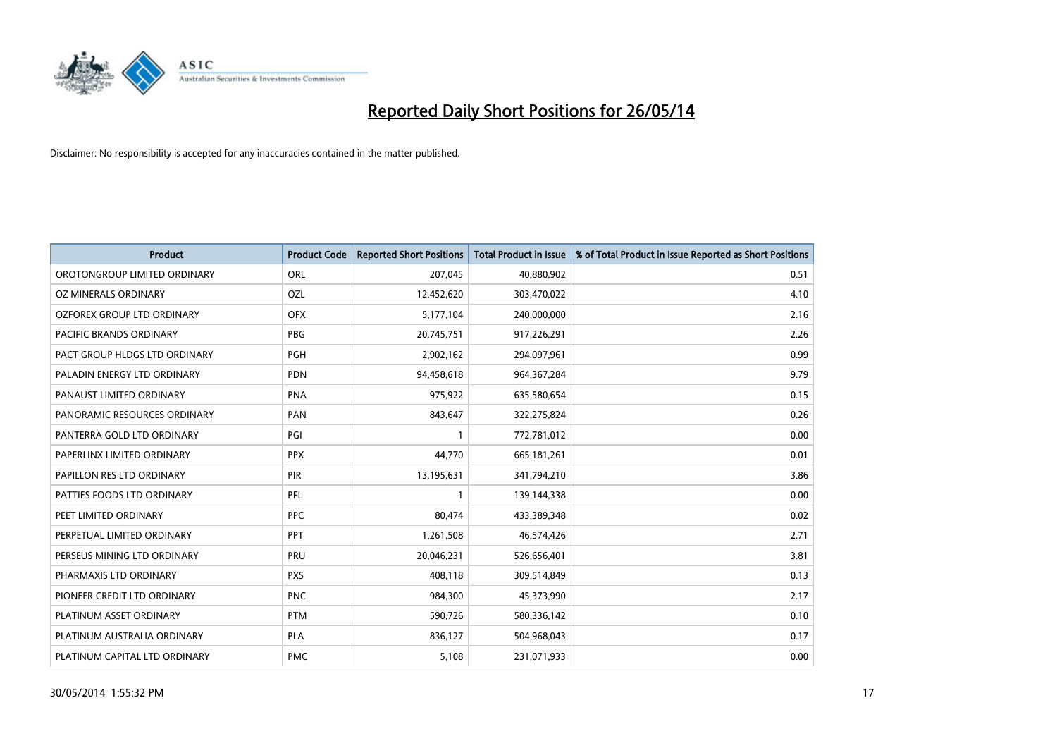# Reported Daily Short Positions for 26/05/14

Disclaimer: No responsibility is accepted for any inaccuracies contained in the matter published.

| Product | Product Code | Reported Short Positions | Total Product in Issue | % of Total Product in Issue Reported as Short Positions |
|---|---|---|---|---|
| OROTONGROUP LIMITED ORDINARY | ORL | 207,045 | 40,880,902 | 0.51 |
| OZ MINERALS ORDINARY | OZL | 12,452,620 | 303,470,022 | 4.10 |
| OZFOREX GROUP LTD ORDINARY | OFX | 5,177,104 | 240,000,000 | 2.16 |
| PACIFIC BRANDS ORDINARY | PBG | 20,745,751 | 917,226,291 | 2.26 |
| PACT GROUP HLDGS LTD ORDINARY | PGH | 2,902,162 | 294,097,961 | 0.99 |
| PALADIN ENERGY LTD ORDINARY | PDN | 94,458,618 | 964,367,284 | 9.79 |
| PANAUST LIMITED ORDINARY | PNA | 975,922 | 635,580,654 | 0.15 |
| PANORAMIC RESOURCES ORDINARY | PAN | 843,647 | 322,275,824 | 0.26 |
| PANTERRA GOLD LTD ORDINARY | PGI | 1 | 772,781,012 | 0.00 |
| PAPERLINX LIMITED ORDINARY | PPX | 44,770 | 665,181,261 | 0.01 |
| PAPILLON RES LTD ORDINARY | PIR | 13,195,631 | 341,794,210 | 3.86 |
| PATTIES FOODS LTD ORDINARY | PFL | 1 | 139,144,338 | 0.00 |
| PEET LIMITED ORDINARY | PPC | 80,474 | 433,389,348 | 0.02 |
| PERPETUAL LIMITED ORDINARY | PPT | 1,261,508 | 46,574,426 | 2.71 |
| PERSEUS MINING LTD ORDINARY | PRU | 20,046,231 | 526,656,401 | 3.81 |
| PHARMAXIS LTD ORDINARY | PXS | 408,118 | 309,514,849 | 0.13 |
| PIONEER CREDIT LTD ORDINARY | PNC | 984,300 | 45,373,990 | 2.17 |
| PLATINUM ASSET ORDINARY | PTM | 590,726 | 580,336,142 | 0.10 |
| PLATINUM AUSTRALIA ORDINARY | PLA | 836,127 | 504,968,043 | 0.17 |
| PLATINUM CAPITAL LTD ORDINARY | PMC | 5,108 | 231,071,933 | 0.00 |

30/05/2014 1:55:32 PM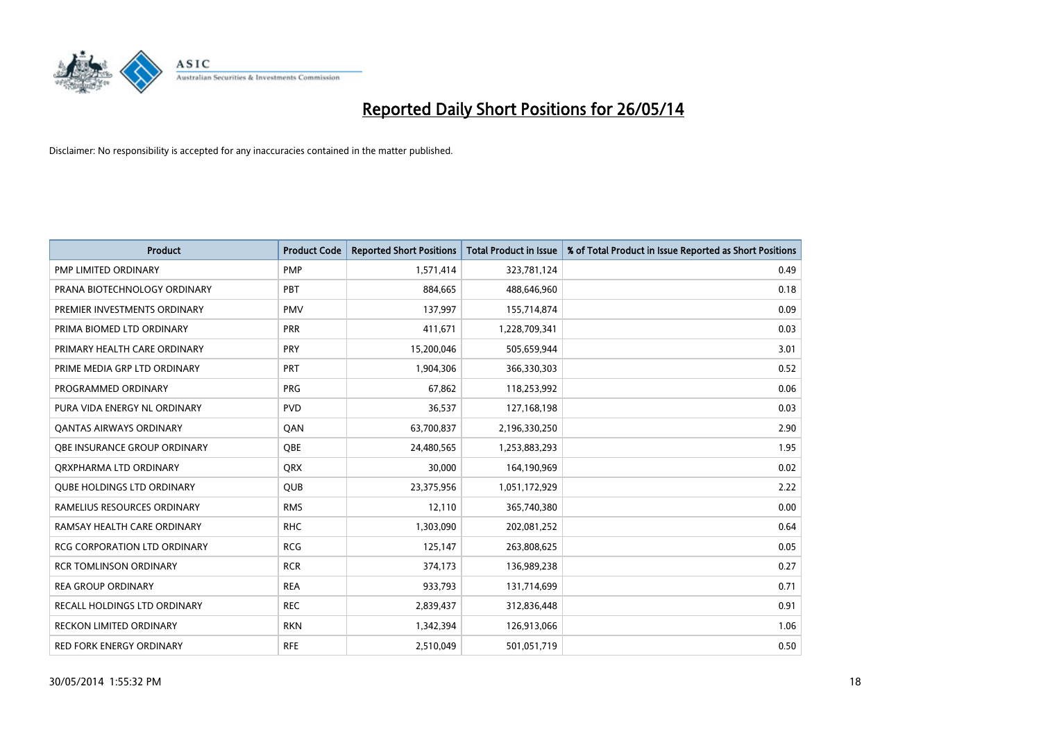# Reported Daily Short Positions for 26/05/14

Disclaimer: No responsibility is accepted for any inaccuracies contained in the matter published.

| Product | Product Code | Reported Short Positions | Total Product in Issue | % of Total Product in Issue Reported as Short Positions |
|---|---|---|---|---|
| PMP LIMITED ORDINARY | PMP | 1,571,414 | 323,781,124 | 0.49 |
| PRANA BIOTECHNOLOGY ORDINARY | PBT | 884,665 | 488,646,960 | 0.18 |
| PREMIER INVESTMENTS ORDINARY | PMV | 137,997 | 155,714,874 | 0.09 |
| PRIMA BIOMED LTD ORDINARY | PRR | 411,671 | 1,228,709,341 | 0.03 |
| PRIMARY HEALTH CARE ORDINARY | PRY | 15,200,046 | 505,659,944 | 3.01 |
| PRIME MEDIA GRP LTD ORDINARY | PRT | 1,904,306 | 366,330,303 | 0.52 |
| PROGRAMMED ORDINARY | PRG | 67,862 | 118,253,992 | 0.06 |
| PURA VIDA ENERGY NL ORDINARY | PVD | 36,537 | 127,168,198 | 0.03 |
| QANTAS AIRWAYS ORDINARY | QAN | 63,700,837 | 2,196,330,250 | 2.90 |
| QBE INSURANCE GROUP ORDINARY | QBE | 24,480,565 | 1,253,883,293 | 1.95 |
| QRXPHARMA LTD ORDINARY | QRX | 30,000 | 164,190,969 | 0.02 |
| QUBE HOLDINGS LTD ORDINARY | QUB | 23,375,956 | 1,051,172,929 | 2.22 |
| RAMELIUS RESOURCES ORDINARY | RMS | 12,110 | 365,740,380 | 0.00 |
| RAMSAY HEALTH CARE ORDINARY | RHC | 1,303,090 | 202,081,252 | 0.64 |
| RCG CORPORATION LTD ORDINARY | RCG | 125,147 | 263,808,625 | 0.05 |
| RCR TOMLINSON ORDINARY | RCR | 374,173 | 136,989,238 | 0.27 |
| REA GROUP ORDINARY | REA | 933,793 | 131,714,699 | 0.71 |
| RECALL HOLDINGS LTD ORDINARY | REC | 2,839,437 | 312,836,448 | 0.91 |
| RECKON LIMITED ORDINARY | RKN | 1,342,394 | 126,913,066 | 1.06 |
| RED FORK ENERGY ORDINARY | RFE | 2,510,049 | 501,051,719 | 0.50 |

30/05/2014 1:55:32 PM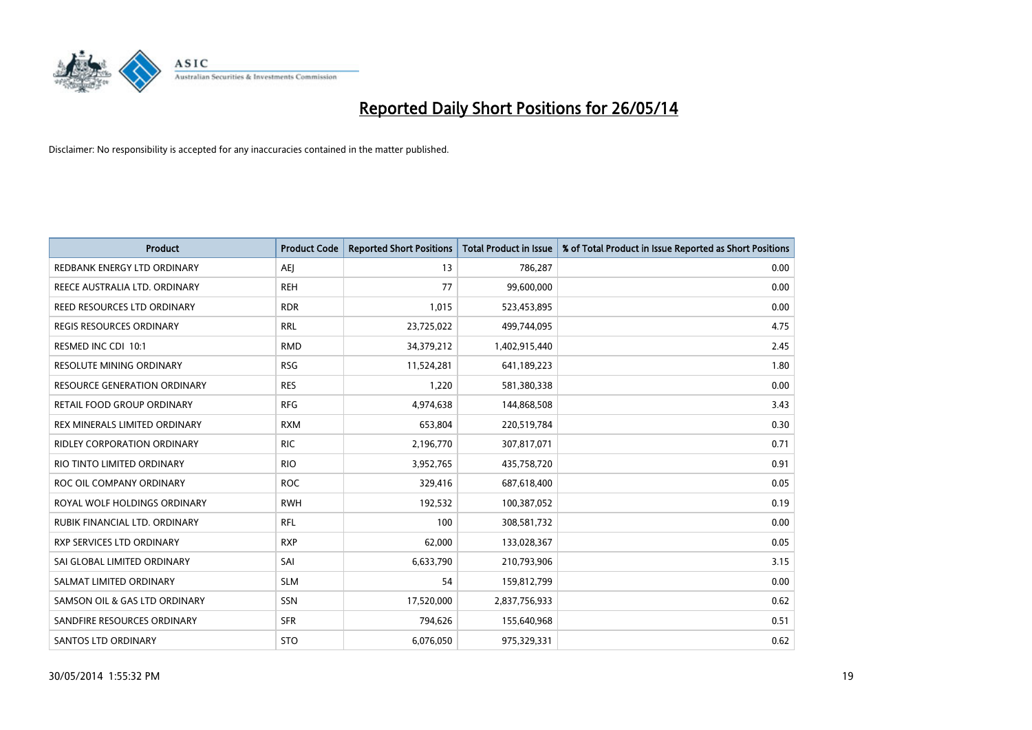# Reported Daily Short Positions for 26/05/14

Disclaimer: No responsibility is accepted for any inaccuracies contained in the matter published.

| Product | Product Code | Reported Short Positions | Total Product in Issue | % of Total Product in Issue Reported as Short Positions |
|---|---|---|---|---|
| REDBANK ENERGY LTD ORDINARY | AEJ | 13 | 786,287 | 0.00 |
| REECE AUSTRALIA LTD. ORDINARY | REH | 77 | 99,600,000 | 0.00 |
| REED RESOURCES LTD ORDINARY | RDR | 1,015 | 523,453,895 | 0.00 |
| REGIS RESOURCES ORDINARY | RRL | 23,725,022 | 499,744,095 | 4.75 |
| RESMED INC CDI 10:1 | RMD | 34,379,212 | 1,402,915,440 | 2.45 |
| RESOLUTE MINING ORDINARY | RSG | 11,524,281 | 641,189,223 | 1.80 |
| RESOURCE GENERATION ORDINARY | RES | 1,220 | 581,380,338 | 0.00 |
| RETAIL FOOD GROUP ORDINARY | RFG | 4,974,638 | 144,868,508 | 3.43 |
| REX MINERALS LIMITED ORDINARY | RXM | 653,804 | 220,519,784 | 0.30 |
| RIDLEY CORPORATION ORDINARY | RIC | 2,196,770 | 307,817,071 | 0.71 |
| RIO TINTO LIMITED ORDINARY | RIO | 3,952,765 | 435,758,720 | 0.91 |
| ROC OIL COMPANY ORDINARY | ROC | 329,416 | 687,618,400 | 0.05 |
| ROYAL WOLF HOLDINGS ORDINARY | RWH | 192,532 | 100,387,052 | 0.19 |
| RUBIK FINANCIAL LTD. ORDINARY | RFL | 100 | 308,581,732 | 0.00 |
| RXP SERVICES LTD ORDINARY | RXP | 62,000 | 133,028,367 | 0.05 |
| SAI GLOBAL LIMITED ORDINARY | SAI | 6,633,790 | 210,793,906 | 3.15 |
| SALMAT LIMITED ORDINARY | SLM | 54 | 159,812,799 | 0.00 |
| SAMSON OIL & GAS LTD ORDINARY | SSN | 17,520,000 | 2,837,756,933 | 0.62 |
| SANDFIRE RESOURCES ORDINARY | SFR | 794,626 | 155,640,968 | 0.51 |
| SANTOS LTD ORDINARY | STO | 6,076,050 | 975,329,331 | 0.62 |

30/05/2014 1:55:32 PM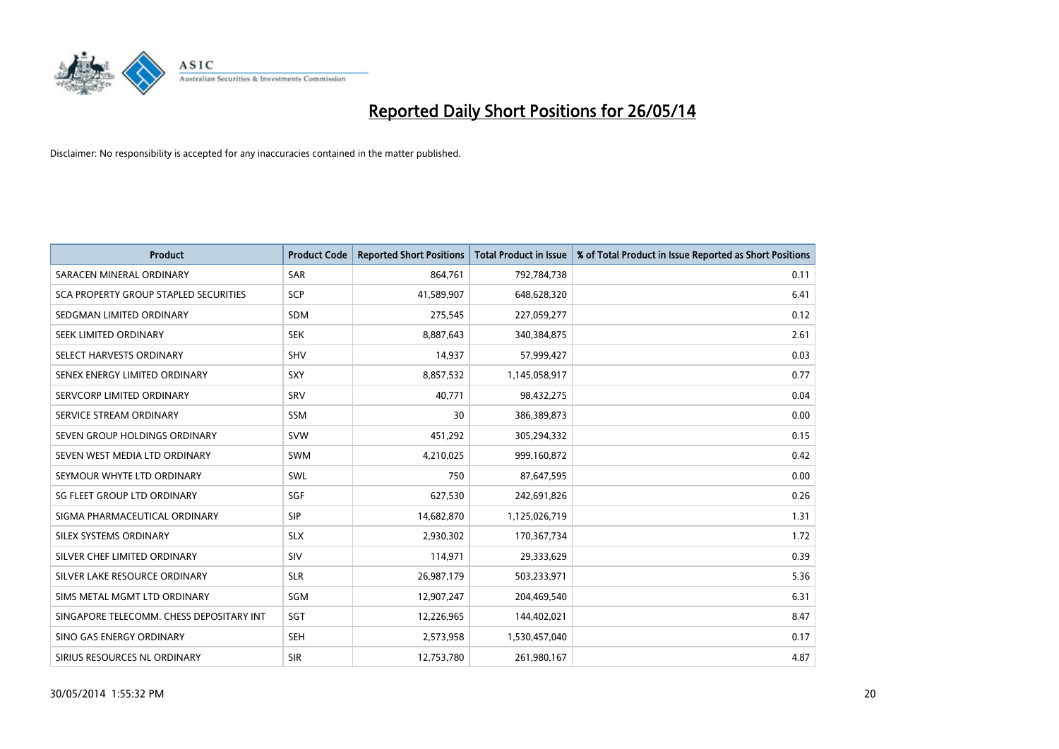# Reported Daily Short Positions for 26/05/14

Disclaimer: No responsibility is accepted for any inaccuracies contained in the matter published.

| Product | Product Code | Reported Short Positions | Total Product in Issue | % of Total Product in Issue Reported as Short Positions |
|---|---|---|---|---|
| SARACEN MINERAL ORDINARY | SAR | 864,761 | 792,784,738 | 0.11 |
| SCA PROPERTY GROUP STAPLED SECURITIES | SCP | 41,589,907 | 648,628,320 | 6.41 |
| SEDGMAN LIMITED ORDINARY | SDM | 275,545 | 227,059,277 | 0.12 |
| SEEK LIMITED ORDINARY | SEK | 8,887,643 | 340,384,875 | 2.61 |
| SELECT HARVESTS ORDINARY | SHV | 14,937 | 57,999,427 | 0.03 |
| SENEX ENERGY LIMITED ORDINARY | SXY | 8,857,532 | 1,145,058,917 | 0.77 |
| SERVCORP LIMITED ORDINARY | SRV | 40,771 | 98,432,275 | 0.04 |
| SERVICE STREAM ORDINARY | SSM | 30 | 386,389,873 | 0.00 |
| SEVEN GROUP HOLDINGS ORDINARY | SVW | 451,292 | 305,294,332 | 0.15 |
| SEVEN WEST MEDIA LTD ORDINARY | SWM | 4,210,025 | 999,160,872 | 0.42 |
| SEYMOUR WHYTE LTD ORDINARY | SWL | 750 | 87,647,595 | 0.00 |
| SG FLEET GROUP LTD ORDINARY | SGF | 627,530 | 242,691,826 | 0.26 |
| SIGMA PHARMACEUTICAL ORDINARY | SIP | 14,682,870 | 1,125,026,719 | 1.31 |
| SILEX SYSTEMS ORDINARY | SLX | 2,930,302 | 170,367,734 | 1.72 |
| SILVER CHEF LIMITED ORDINARY | SIV | 114,971 | 29,333,629 | 0.39 |
| SILVER LAKE RESOURCE ORDINARY | SLR | 26,987,179 | 503,233,971 | 5.36 |
| SIMS METAL MGMT LTD ORDINARY | SGM | 12,907,247 | 204,469,540 | 6.31 |
| SINGAPORE TELECOMM. CHESS DEPOSITARY INT | SGT | 12,226,965 | 144,402,021 | 8.47 |
| SINO GAS ENERGY ORDINARY | SEH | 2,573,958 | 1,530,457,040 | 0.17 |
| SIRIUS RESOURCES NL ORDINARY | SIR | 12,753,780 | 261,980,167 | 4.87 |

30/05/2014 1:55:32 PM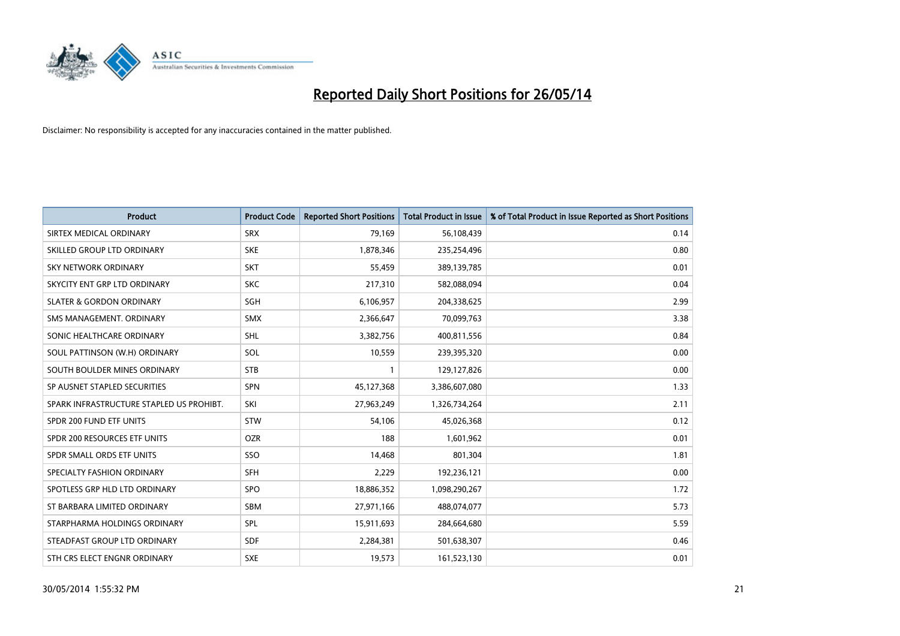# Reported Daily Short Positions for 26/05/14

Disclaimer: No responsibility is accepted for any inaccuracies contained in the matter published.

| Product | Product Code | Reported Short Positions | Total Product in Issue | % of Total Product in Issue Reported as Short Positions |
|---|---|---|---|---|
| SIRTEX MEDICAL ORDINARY | SRX | 79,169 | 56,108,439 | 0.14 |
| SKILLED GROUP LTD ORDINARY | SKE | 1,878,346 | 235,254,496 | 0.80 |
| SKY NETWORK ORDINARY | SKT | 55,459 | 389,139,785 | 0.01 |
| SKYCITY ENT GRP LTD ORDINARY | SKC | 217,310 | 582,088,094 | 0.04 |
| SLATER & GORDON ORDINARY | SGH | 6,106,957 | 204,338,625 | 2.99 |
| SMS MANAGEMENT. ORDINARY | SMX | 2,366,647 | 70,099,763 | 3.38 |
| SONIC HEALTHCARE ORDINARY | SHL | 3,382,756 | 400,811,556 | 0.84 |
| SOUL PATTINSON (W.H) ORDINARY | SOL | 10,559 | 239,395,320 | 0.00 |
| SOUTH BOULDER MINES ORDINARY | STB | 1 | 129,127,826 | 0.00 |
| SP AUSNET STAPLED SECURITIES | SPN | 45,127,368 | 3,386,607,080 | 1.33 |
| SPARK INFRASTRUCTURE STAPLED US PROHIBT. | SKI | 27,963,249 | 1,326,734,264 | 2.11 |
| SPDR 200 FUND ETF UNITS | STW | 54,106 | 45,026,368 | 0.12 |
| SPDR 200 RESOURCES ETF UNITS | OZR | 188 | 1,601,962 | 0.01 |
| SPDR SMALL ORDS ETF UNITS | SSO | 14,468 | 801,304 | 1.81 |
| SPECIALTY FASHION ORDINARY | SFH | 2,229 | 192,236,121 | 0.00 |
| SPOTLESS GRP HLD LTD ORDINARY | SPO | 18,886,352 | 1,098,290,267 | 1.72 |
| ST BARBARA LIMITED ORDINARY | SBM | 27,971,166 | 488,074,077 | 5.73 |
| STARPHARMA HOLDINGS ORDINARY | SPL | 15,911,693 | 284,664,680 | 5.59 |
| STEADFAST GROUP LTD ORDINARY | SDF | 2,284,381 | 501,638,307 | 0.46 |
| STH CRS ELECT ENGNR ORDINARY | SXE | 19,573 | 161,523,130 | 0.01 |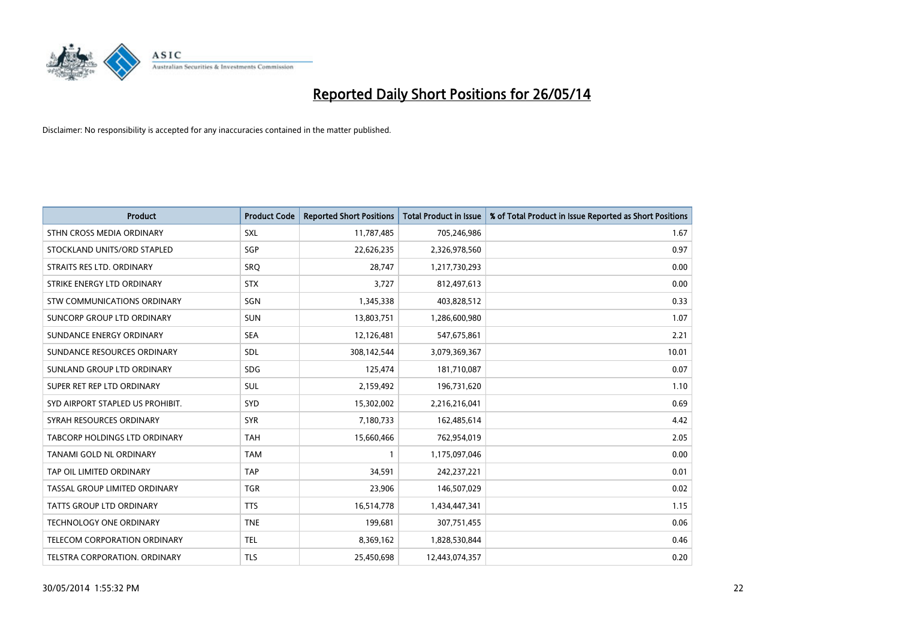# Reported Daily Short Positions for 26/05/14

Disclaimer: No responsibility is accepted for any inaccuracies contained in the matter published.

| Product | Product Code | Reported Short Positions | Total Product in Issue | % of Total Product in Issue Reported as Short Positions |
|---|---|---|---|---|
| STHN CROSS MEDIA ORDINARY | SXL | 11,787,485 | 705,246,986 | 1.67 |
| STOCKLAND UNITS/ORD STAPLED | SGP | 22,626,235 | 2,326,978,560 | 0.97 |
| STRAITS RES LTD. ORDINARY | SRQ | 28,747 | 1,217,730,293 | 0.00 |
| STRIKE ENERGY LTD ORDINARY | STX | 3,727 | 812,497,613 | 0.00 |
| STW COMMUNICATIONS ORDINARY | SGN | 1,345,338 | 403,828,512 | 0.33 |
| SUNCORP GROUP LTD ORDINARY | SUN | 13,803,751 | 1,286,600,980 | 1.07 |
| SUNDANCE ENERGY ORDINARY | SEA | 12,126,481 | 547,675,861 | 2.21 |
| SUNDANCE RESOURCES ORDINARY | SDL | 308,142,544 | 3,079,369,367 | 10.01 |
| SUNLAND GROUP LTD ORDINARY | SDG | 125,474 | 181,710,087 | 0.07 |
| SUPER RET REP LTD ORDINARY | SUL | 2,159,492 | 196,731,620 | 1.10 |
| SYD AIRPORT STAPLED US PROHIBIT. | SYD | 15,302,002 | 2,216,216,041 | 0.69 |
| SYRAH RESOURCES ORDINARY | SYR | 7,180,733 | 162,485,614 | 4.42 |
| TABCORP HOLDINGS LTD ORDINARY | TAH | 15,660,466 | 762,954,019 | 2.05 |
| TANAMI GOLD NL ORDINARY | TAM | 1 | 1,175,097,046 | 0.00 |
| TAP OIL LIMITED ORDINARY | TAP | 34,591 | 242,237,221 | 0.01 |
| TASSAL GROUP LIMITED ORDINARY | TGR | 23,906 | 146,507,029 | 0.02 |
| TATTS GROUP LTD ORDINARY | TTS | 16,514,778 | 1,434,447,341 | 1.15 |
| TECHNOLOGY ONE ORDINARY | TNE | 199,681 | 307,751,455 | 0.06 |
| TELECOM CORPORATION ORDINARY | TEL | 8,369,162 | 1,828,530,844 | 0.46 |
| TELSTRA CORPORATION. ORDINARY | TLS | 25,450,698 | 12,443,074,357 | 0.20 |

30/05/2014 1:55:32 PM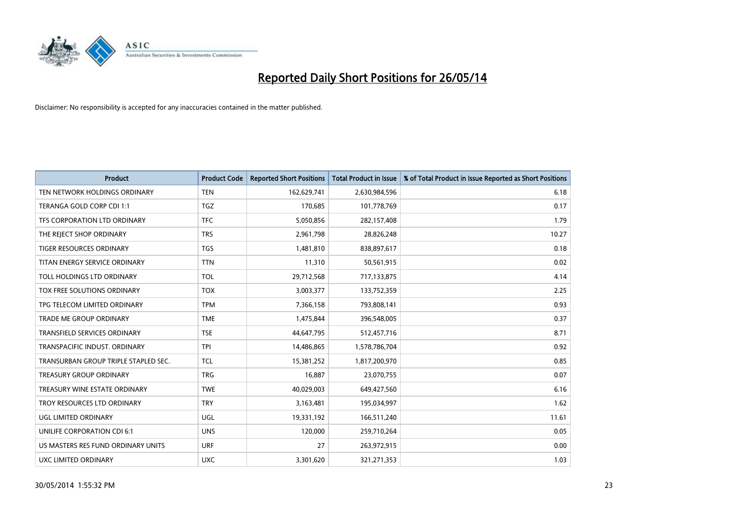# Reported Daily Short Positions for 26/05/14

Disclaimer: No responsibility is accepted for any inaccuracies contained in the matter published.

| Product | Product Code | Reported Short Positions | Total Product in Issue | % of Total Product in Issue Reported as Short Positions |
|---|---|---|---|---|
| TEN NETWORK HOLDINGS ORDINARY | TEN | 162,629,741 | 2,630,984,596 | 6.18 |
| TERANGA GOLD CORP CDI 1:1 | TGZ | 170,685 | 101,778,769 | 0.17 |
| TFS CORPORATION LTD ORDINARY | TFC | 5,050,856 | 282,157,408 | 1.79 |
| THE REJECT SHOP ORDINARY | TRS | 2,961,798 | 28,826,248 | 10.27 |
| TIGER RESOURCES ORDINARY | TGS | 1,481,810 | 838,897,617 | 0.18 |
| TITAN ENERGY SERVICE ORDINARY | TTN | 11,310 | 50,561,915 | 0.02 |
| TOLL HOLDINGS LTD ORDINARY | TOL | 29,712,568 | 717,133,875 | 4.14 |
| TOX FREE SOLUTIONS ORDINARY | TOX | 3,003,377 | 133,752,359 | 2.25 |
| TPG TELECOM LIMITED ORDINARY | TPM | 7,366,158 | 793,808,141 | 0.93 |
| TRADE ME GROUP ORDINARY | TME | 1,475,844 | 396,548,005 | 0.37 |
| TRANSFIELD SERVICES ORDINARY | TSE | 44,647,795 | 512,457,716 | 8.71 |
| TRANSPACIFIC INDUST. ORDINARY | TPI | 14,486,865 | 1,578,786,704 | 0.92 |
| TRANSURBAN GROUP TRIPLE STAPLED SEC. | TCL | 15,381,252 | 1,817,200,970 | 0.85 |
| TREASURY GROUP ORDINARY | TRG | 16,887 | 23,070,755 | 0.07 |
| TREASURY WINE ESTATE ORDINARY | TWE | 40,029,003 | 649,427,560 | 6.16 |
| TROY RESOURCES LTD ORDINARY | TRY | 3,163,481 | 195,034,997 | 1.62 |
| UGL LIMITED ORDINARY | UGL | 19,331,192 | 166,511,240 | 11.61 |
| UNILIFE CORPORATION CDI 6:1 | UNS | 120,000 | 259,710,264 | 0.05 |
| US MASTERS RES FUND ORDINARY UNITS | URF | 27 | 263,972,915 | 0.00 |
| UXC LIMITED ORDINARY | UXC | 3,301,620 | 321,271,353 | 1.03 |

30/05/2014 1:55:32 PM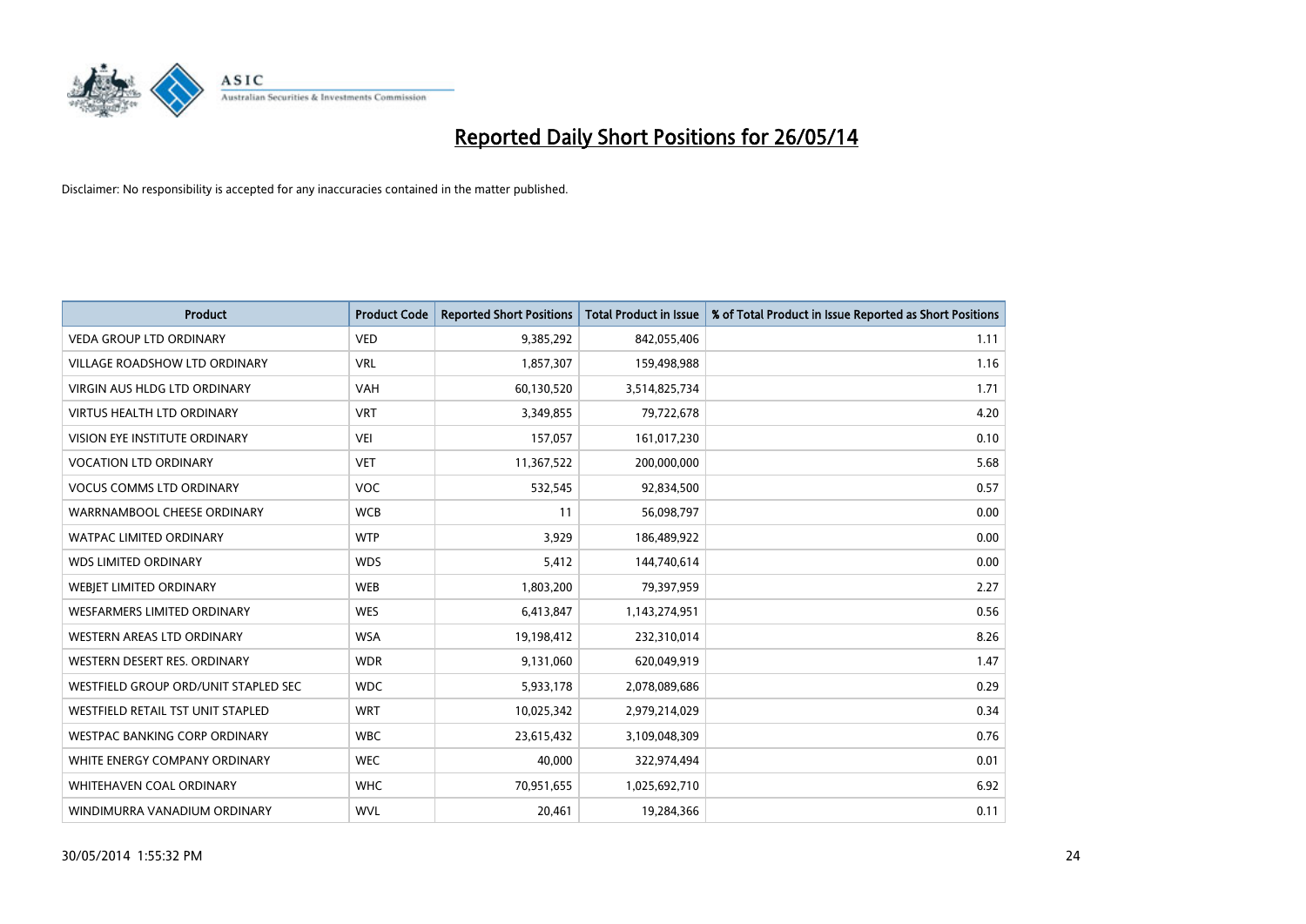# Reported Daily Short Positions for 26/05/14

Disclaimer: No responsibility is accepted for any inaccuracies contained in the matter published.

| Product | Product Code | Reported Short Positions | Total Product in Issue | % of Total Product in Issue Reported as Short Positions |
|---|---|---|---|---|
| VEDA GROUP LTD ORDINARY | VED | 9,385,292 | 842,055,406 | 1.11 |
| VILLAGE ROADSHOW LTD ORDINARY | VRL | 1,857,307 | 159,498,988 | 1.16 |
| VIRGIN AUS HLDG LTD ORDINARY | VAH | 60,130,520 | 3,514,825,734 | 1.71 |
| VIRTUS HEALTH LTD ORDINARY | VRT | 3,349,855 | 79,722,678 | 4.20 |
| VISION EYE INSTITUTE ORDINARY | VEI | 157,057 | 161,017,230 | 0.10 |
| VOCATION LTD ORDINARY | VET | 11,367,522 | 200,000,000 | 5.68 |
| VOCUS COMMS LTD ORDINARY | VOC | 532,545 | 92,834,500 | 0.57 |
| WARRNAMBOOL CHEESE ORDINARY | WCB | 11 | 56,098,797 | 0.00 |
| WATPAC LIMITED ORDINARY | WTP | 3,929 | 186,489,922 | 0.00 |
| WDS LIMITED ORDINARY | WDS | 5,412 | 144,740,614 | 0.00 |
| WEBJET LIMITED ORDINARY | WEB | 1,803,200 | 79,397,959 | 2.27 |
| WESFARMERS LIMITED ORDINARY | WES | 6,413,847 | 1,143,274,951 | 0.56 |
| WESTERN AREAS LTD ORDINARY | WSA | 19,198,412 | 232,310,014 | 8.26 |
| WESTERN DESERT RES. ORDINARY | WDR | 9,131,060 | 620,049,919 | 1.47 |
| WESTFIELD GROUP ORD/UNIT STAPLED SEC | WDC | 5,933,178 | 2,078,089,686 | 0.29 |
| WESTFIELD RETAIL TST UNIT STAPLED | WRT | 10,025,342 | 2,979,214,029 | 0.34 |
| WESTPAC BANKING CORP ORDINARY | WBC | 23,615,432 | 3,109,048,309 | 0.76 |
| WHITE ENERGY COMPANY ORDINARY | WEC | 40,000 | 322,974,494 | 0.01 |
| WHITEHAVEN COAL ORDINARY | WHC | 70,951,655 | 1,025,692,710 | 6.92 |
| WINDIMURRA VANADIUM ORDINARY | WVL | 20,461 | 19,284,366 | 0.11 |

30/05/2014 1:55:32 PM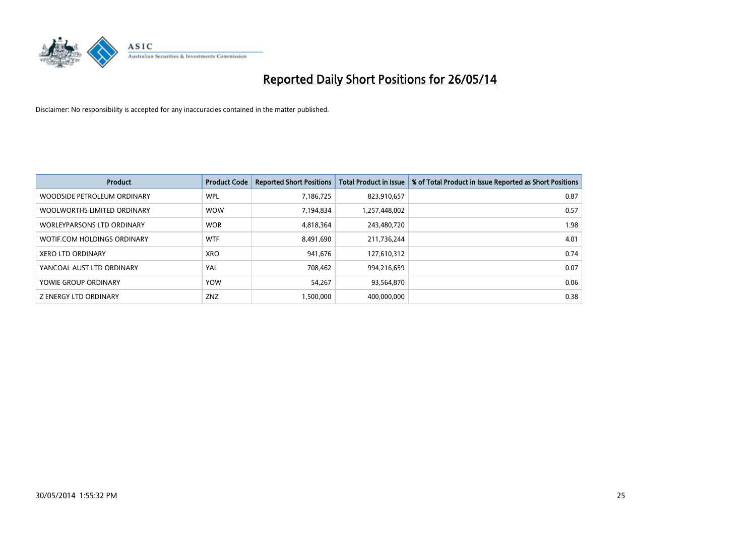# Reported Daily Short Positions for 26/05/14

Disclaimer: No responsibility is accepted for any inaccuracies contained in the matter published.

| Product | Product Code | Reported Short Positions | Total Product in Issue | % of Total Product in Issue Reported as Short Positions |
|---|---|---|---|---|
| WOODSIDE PETROLEUM ORDINARY | WPL | 7,186,725 | 823,910,657 | 0.87 |
| WOOLWORTHS LIMITED ORDINARY | WOW | 7,194,834 | 1,257,448,002 | 0.57 |
| WORLEYPARSONS LTD ORDINARY | WOR | 4,818,364 | 243,480,720 | 1.98 |
| WOTIF.COM HOLDINGS ORDINARY | WTF | 8,491,690 | 211,736,244 | 4.01 |
| XERO LTD ORDINARY | XRO | 941,676 | 127,610,312 | 0.74 |
| YANCOAL AUST LTD ORDINARY | YAL | 708,462 | 994,216,659 | 0.07 |
| YOWIE GROUP ORDINARY | YOW | 54,267 | 93,564,870 | 0.06 |
| Z ENERGY LTD ORDINARY | ZNZ | 1,500,000 | 400,000,000 | 0.38 |

30/05/2014 1:55:32 PM